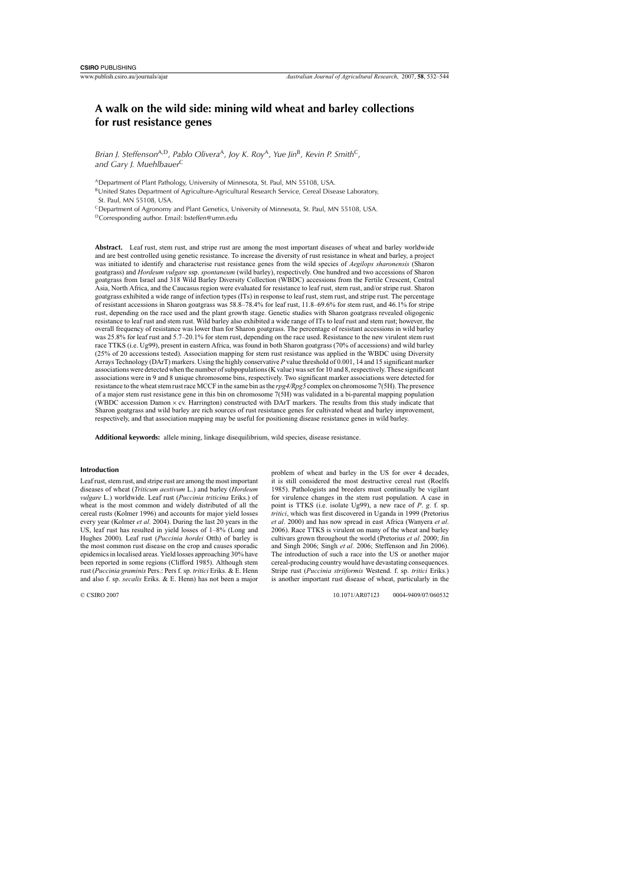# A walk on the wild side: mining wild wheat and barley collections for rust resistance genes

*Brian J. Steffenson*[A,D], *Pablo Olivera*[A], *Joy K. Roy*[A], *Yue Jin*[B], *Kevin P. Smith*[C], *and Gary J. Muehlbauer*[C]

[A]Department of Plant Pathology, University of Minnesota, St. Paul, MN 55108, USA.

[B]United States Department of Agriculture-Agricultural Research Service, Cereal Disease Laboratory, St. Paul, MN 55108, USA.

[C]Department of Agronomy and Plant Genetics, University of Minnesota, St. Paul, MN 55108, USA.

[D]Corresponding author. Email: bsteffen@umn.edu

**Abstract.** Leaf rust, stem rust, and stripe rust are among the most important diseases of wheat and barley worldwide and are best controlled using genetic resistance. To increase the diversity of rust resistance in wheat and barley, a project was initiated to identify and characterise rust resistance genes from the wild species of *Aegilops sharonensis* (Sharon goatgrass) and *Hordeum vulgare* ssp. *spontaneum* (wild barley), respectively. One hundred and two accessions of Sharon goatgrass from Israel and 318 Wild Barley Diversity Collection (WBDC) accessions from the Fertile Crescent, Central Asia, North Africa, and the Caucasus region were evaluated for resistance to leaf rust, stem rust, and/or stripe rust. Sharon goatgrass exhibited a wide range of infection types (ITs) in response to leaf rust, stem rust, and stripe rust. The percentage of resistant accessions in Sharon goatgrass was 58.8–78.4% for leaf rust, 11.8–69.6% for stem rust, and 46.1% for stripe rust, depending on the race used and the plant growth stage. Genetic studies with Sharon goatgrass revealed oligogenic resistance to leaf rust and stem rust. Wild barley also exhibited a wide range of ITs to leaf rust and stem rust; however, the overall frequency of resistance was lower than for Sharon goatgrass. The percentage of resistant accessions in wild barley was 25.8% for leaf rust and 5.7–20.1% for stem rust, depending on the race used. Resistance to the new virulent stem rust race TTKS (i.e. Ug99), present in eastern Africa, was found in both Sharon goatgrass (70% of accessions) and wild barley (25% of 20 accessions tested). Association mapping for stem rust resistance was applied in the WBDC using Diversity Arrays Technology (DArT) markers. Using the highly conservative *P* value threshold of 0.001, 14 and 15 significant marker associations were detected when the number of subpopulations (K value) was set for 10 and 8, respectively. These significant associations were in 9 and 8 unique chromosome bins, respectively. Two significant marker associations were detected for resistance to the wheat stem rust race MCCF in the same bin as the *rpg4/Rpg5* complex on chromosome 7(5H). The presence of a major stem rust resistance gene in this bin on chromosome 7(5H) was validated in a bi-parental mapping population (WBDC accession Damon × cv. Harrington) constructed with DArT markers. The results from this study indicate that Sharon goatgrass and wild barley are rich sources of rust resistance genes for cultivated wheat and barley improvement, respectively, and that association mapping may be useful for positioning disease resistance genes in wild barley.

**Additional keywords:** allele mining, linkage disequilibrium, wild species, disease resistance.

## Introduction

Leaf rust, stem rust, and stripe rust are among the most important diseases of wheat (*Triticum aestivum* L.) and barley (*Hordeum vulgare* L.) worldwide. Leaf rust (*Puccinia triticina* Eriks.) of wheat is the most common and widely distributed of all the cereal rusts (Kolmer 1996) and accounts for major yield losses every year (Kolmer *et al*. 2004). During the last 20 years in the US, leaf rust has resulted in yield losses of 1–8% (Long and Hughes 2000). Leaf rust (*Puccinia hordei* Otth) of barley is the most common rust disease on the crop and causes sporadic epidemics in localised areas. Yield losses approaching 30% have been reported in some regions (Clifford 1985). Although stem rust (*Puccinia graminis* Pers.: Pers f. sp. *tritici* Eriks. & E. Henn and also f. sp. *secalis* Eriks. & E. Henn) has not been a major problem of wheat and barley in the US for over 4 decades, it is still considered the most destructive cereal rust (Roelfs 1985). Pathologists and breeders must continually be vigilant for virulence changes in the stem rust population. A case in point is TTKS (i.e. isolate Ug99), a new race of *P. g.* f. sp. *tritici*, which was first discovered in Uganda in 1999 (Pretorius *et al*. 2000) and has now spread in east Africa (Wanyera *et al*. 2006). Race TTKS is virulent on many of the wheat and barley cultivars grown throughout the world (Pretorius *et al*. 2000; Jin and Singh 2006; Singh *et al*. 2006; Steffenson and Jin 2006). The introduction of such a race into the US or another major cereal-producing country would have devastating consequences. Stripe rust (*Puccinia striiformis* Westend. f. sp. *tritici* Eriks.) is another important rust disease of wheat, particularly in the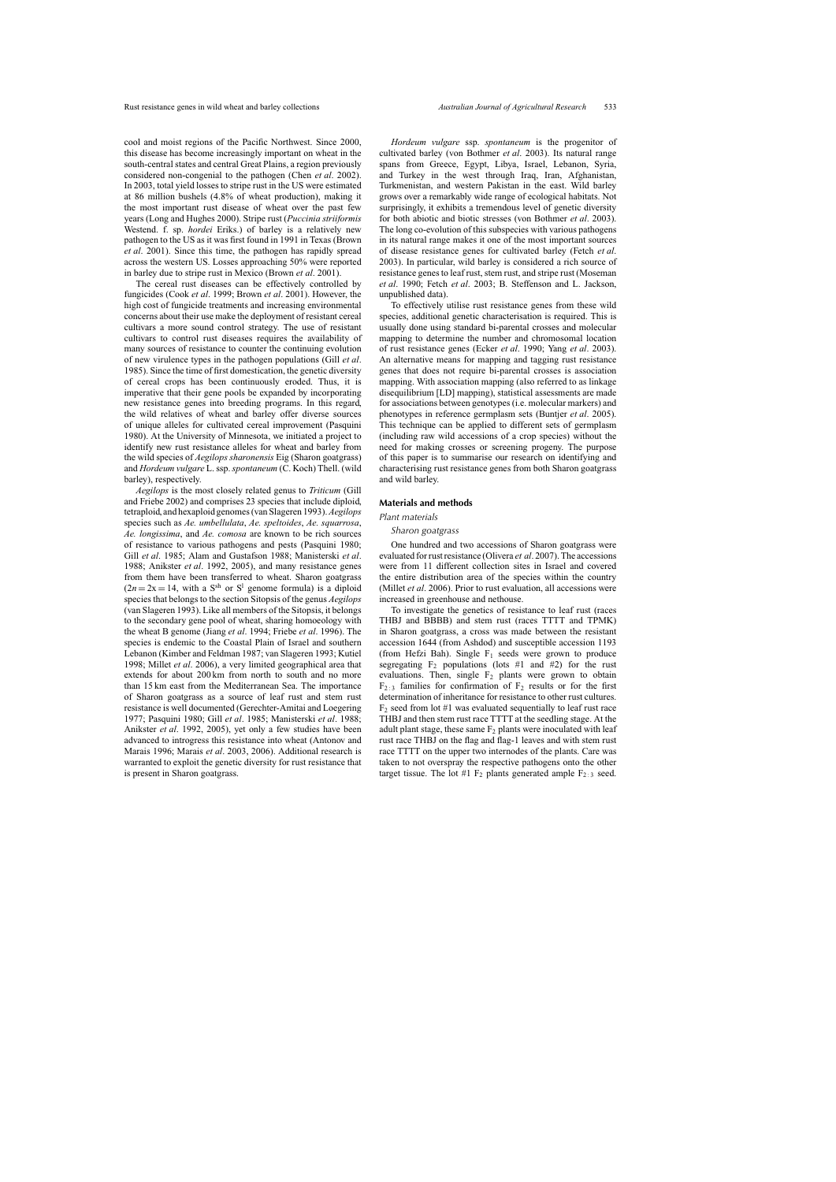cool and moist regions of the Pacific Northwest. Since 2000, this disease has become increasingly important on wheat in the south-central states and central Great Plains, a region previously considered non-congenial to the pathogen (Chen *et al*. 2002). In 2003, total yield losses to stripe rust in the US were estimated at 86 million bushels (4.8% of wheat production), making it the most important rust disease of wheat over the past few years (Long and Hughes 2000). Stripe rust (*Puccinia striiformis* Westend. f. sp. *hordei* Eriks.) of barley is a relatively new pathogen to the US as it was first found in 1991 in Texas (Brown *et al*. 2001). Since this time, the pathogen has rapidly spread across the western US. Losses approaching 50% were reported in barley due to stripe rust in Mexico (Brown *et al*. 2001).

The cereal rust diseases can be effectively controlled by fungicides (Cook *et al*. 1999; Brown *et al*. 2001). However, the high cost of fungicide treatments and increasing environmental concerns about their use make the deployment of resistant cereal cultivars a more sound control strategy. The use of resistant cultivars to control rust diseases requires the availability of many sources of resistance to counter the continuing evolution of new virulence types in the pathogen populations (Gill *et al*. 1985). Since the time of first domestication, the genetic diversity of cereal crops has been continuously eroded. Thus, it is imperative that their gene pools be expanded by incorporating new resistance genes into breeding programs. In this regard, the wild relatives of wheat and barley offer diverse sources of unique alleles for cultivated cereal improvement (Pasquini 1980). At the University of Minnesota, we initiated a project to identify new rust resistance alleles for wheat and barley from the wild species of *Aegilops sharonensis* Eig (Sharon goatgrass) and *Hordeum vulgare* L. ssp. *spontaneum* (C. Koch) Thell. (wild barley), respectively.

*Aegilops* is the most closely related genus to *Triticum* (Gill and Friebe 2002) and comprises 23 species that include diploid, tetraploid, and hexaploid genomes (van Slageren 1993). *Aegilops* species such as *Ae. umbellulata*, *Ae. speltoides*, *Ae. squarrosa*, *Ae. longissima*, and *Ae. comosa* are known to be rich sources of resistance to various pathogens and pests (Pasquini 1980; Gill *et al*. 1985; Alam and Gustafson 1988; Manisterski *et al*. 1988; Anikster *et al*. 1992, 2005), and many resistance genes from them have been transferred to wheat. Sharon goatgrass ($2n = 2x = 14$, with a $S^{sh}$ or $S^{l}$ genome formula) is a diploid species that belongs to the section Sitopsis of the genus *Aegilops* (van Slageren 1993). Like all members of the Sitopsis, it belongs to the secondary gene pool of wheat, sharing homoeology with the wheat B genome (Jiang *et al*. 1994; Friebe *et al*. 1996). The species is endemic to the Coastal Plain of Israel and southern Lebanon (Kimber and Feldman 1987; van Slageren 1993; Kutiel 1998; Millet *et al*. 2006), a very limited geographical area that extends for about 200 km from north to south and no more than 15 km east from the Mediterranean Sea. The importance of Sharon goatgrass as a source of leaf rust and stem rust resistance is well documented (Gerechter-Amitai and Loegering 1977; Pasquini 1980; Gill *et al*. 1985; Manisterski *et al*. 1988; Anikster *et al*. 1992, 2005), yet only a few studies have been advanced to introgress this resistance into wheat (Antonov and Marais 1996; Marais *et al*. 2003, 2006). Additional research is warranted to exploit the genetic diversity for rust resistance that is present in Sharon goatgrass.

*Hordeum vulgare* ssp. *spontaneum* is the progenitor of cultivated barley (von Bothmer *et al*. 2003). Its natural range spans from Greece, Egypt, Libya, Israel, Lebanon, Syria, and Turkey in the west through Iraq, Iran, Afghanistan, Turkmenistan, and western Pakistan in the east. Wild barley grows over a remarkably wide range of ecological habitats. Not surprisingly, it exhibits a tremendous level of genetic diversity for both abiotic and biotic stresses (von Bothmer *et al*. 2003). The long co-evolution of this subspecies with various pathogens in its natural range makes it one of the most important sources of disease resistance genes for cultivated barley (Fetch *et al*. 2003). In particular, wild barley is considered a rich source of resistance genes to leaf rust, stem rust, and stripe rust (Moseman *et al*. 1990; Fetch *et al*. 2003; B. Steffenson and L. Jackson, unpublished data).

To effectively utilise rust resistance genes from these wild species, additional genetic characterisation is required. This is usually done using standard bi-parental crosses and molecular mapping to determine the number and chromosomal location of rust resistance genes (Ecker *et al*. 1990; Yang *et al*. 2003). An alternative means for mapping and tagging rust resistance genes that does not require bi-parental crosses is association mapping. With association mapping (also referred to as linkage disequilibrium [LD] mapping), statistical assessments are made for associations between genotypes (i.e. molecular markers) and phenotypes in reference germplasm sets (Buntjer *et al*. 2005). This technique can be applied to different sets of germplasm (including raw wild accessions of a crop species) without the need for making crosses or screening progeny. The purpose of this paper is to summarise our research on identifying and characterising rust resistance genes from both Sharon goatgrass and wild barley.

## Materials and methods

### Plant materials

#### Sharon goatgrass

One hundred and two accessions of Sharon goatgrass were evaluated for rust resistance (Olivera *et al*. 2007). The accessions were from 11 different collection sites in Israel and covered the entire distribution area of the species within the country (Millet *et al*. 2006). Prior to rust evaluation, all accessions were increased in greenhouse and nethouse.

To investigate the genetics of resistance to leaf rust (races THBJ and BBBB) and stem rust (races TTTT and TPMK) in Sharon goatgrass, a cross was made between the resistant accession 1644 (from Ashdod) and susceptible accession 1193 (from Hefzi Bah). Single $F_1$ seeds were grown to produce segregating $F_2$ populations (lots #1 and #2) for the rust evaluations. Then, single $F_2$ plants were grown to obtain $F_{2:3}$ families for confirmation of $F_2$ results or for the first determination of inheritance for resistance to other rust cultures. $F_2$ seed from lot #1 was evaluated sequentially to leaf rust race THBJ and then stem rust race TTTT at the seedling stage. At the adult plant stage, these same $F_2$ plants were inoculated with leaf rust race THBJ on the flag and flag-1 leaves and with stem rust race TTTT on the upper two internodes of the plants. Care was taken to not overspray the respective pathogens onto the other target tissue. The lot #1 $F_2$ plants generated ample $F_{2:3}$ seed.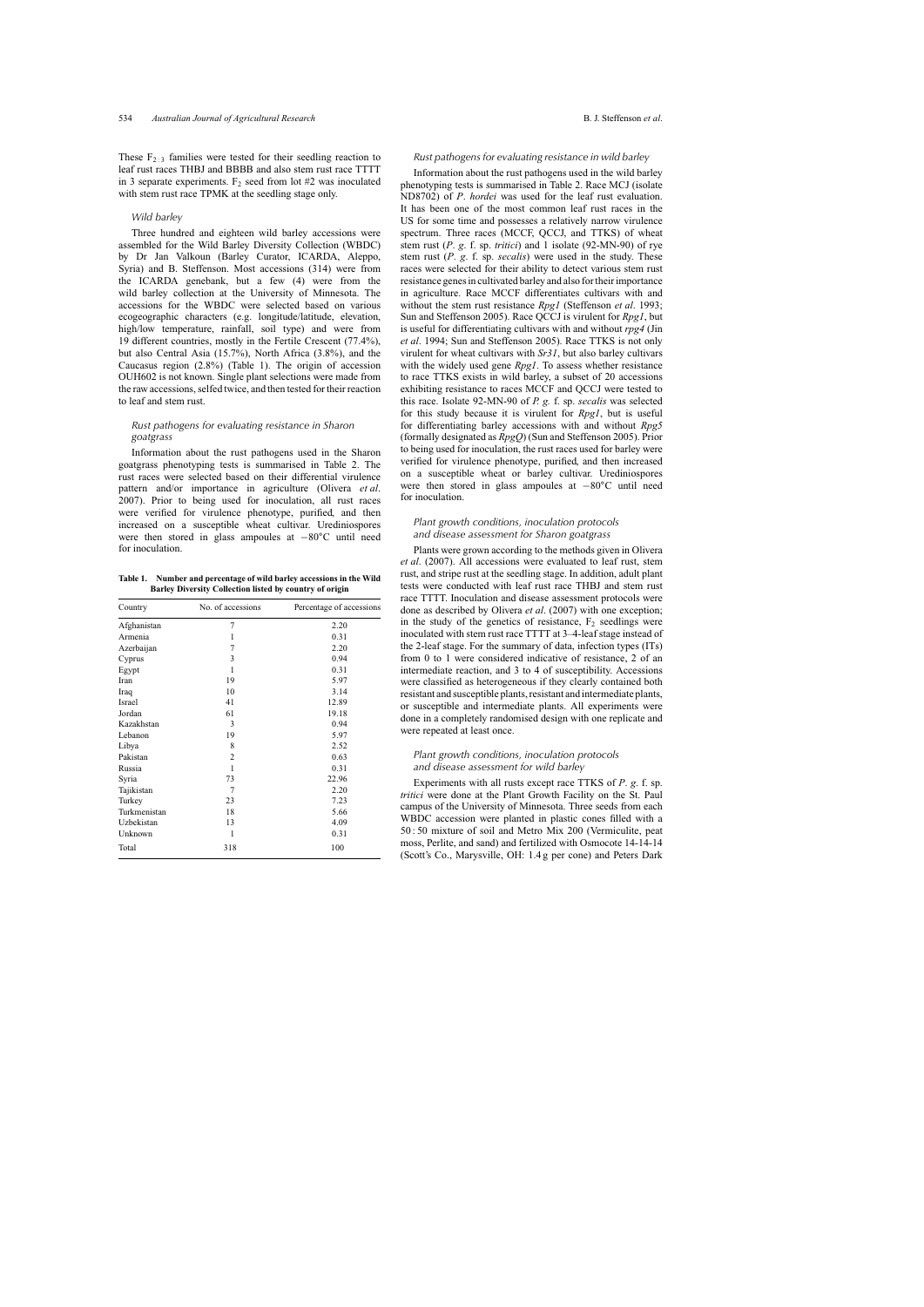These $F_{2:3}$ families were tested for their seedling reaction to leaf rust races THBJ and BBBB and also stem rust race TTTT in 3 separate experiments. $F_2$ seed from lot #2 was inoculated with stem rust race TPMK at the seedling stage only.

### Wild barley

Three hundred and eighteen wild barley accessions were assembled for the Wild Barley Diversity Collection (WBDC) by Dr Jan Valkoun (Barley Curator, ICARDA, Aleppo, Syria) and B. Steffenson. Most accessions (314) were from the ICARDA genebank, but a few (4) were from the wild barley collection at the University of Minnesota. The accessions for the WBDC were selected based on various ecogeographic characters (e.g. longitude/latitude, elevation, high/low temperature, rainfall, soil type) and were from 19 different countries, mostly in the Fertile Crescent (77.4%), but also Central Asia (15.7%), North Africa (3.8%), and the Caucasus region (2.8%) (Table 1). The origin of accession OUH602 is not known. Single plant selections were made from the raw accessions, selfed twice, and then tested for their reaction to leaf and stem rust.

### Rust pathogens for evaluating resistance in Sharon goatgrass

Information about the rust pathogens used in the Sharon goatgrass phenotyping tests is summarised in Table 2. The rust races were selected based on their differential virulence pattern and/or importance in agriculture (Olivera *et al*. 2007). Prior to being used for inoculation, all rust races were verified for virulence phenotype, purified, and then increased on a susceptible wheat cultivar. Urediniospores were then stored in glass ampoules at −80°C until need for inoculation.

**Table 1. Number and percentage of wild barley accessions in the Wild Barley Diversity Collection listed by country of origin**

| Country | No. of accessions | Percentage of accessions |
|---|---|---|
| Afghanistan | 7 | 2.20 |
| Armenia | 1 | 0.31 |
| Azerbaijan | 7 | 2.20 |
| Cyprus | 3 | 0.94 |
| Egypt | 1 | 0.31 |
| Iran | 19 | 5.97 |
| Iraq | 10 | 3.14 |
| Israel | 41 | 12.89 |
| Jordan | 61 | 19.18 |
| Kazakhstan | 3 | 0.94 |
| Lebanon | 19 | 5.97 |
| Libya | 8 | 2.52 |
| Pakistan | 2 | 0.63 |
| Russia | 1 | 0.31 |
| Syria | 73 | 22.96 |
| Tajikistan | 7 | 2.20 |
| Turkey | 23 | 7.23 |
| Turkmenistan | 18 | 5.66 |
| Uzbekistan | 13 | 4.09 |
| Unknown | 1 | 0.31 |
| Total | 318 | 100 |

### Rust pathogens for evaluating resistance in wild barley

Information about the rust pathogens used in the wild barley phenotyping tests is summarised in Table 2. Race MCJ (isolate ND8702) of *P. hordei* was used for the leaf rust evaluation. It has been one of the most common leaf rust races in the US for some time and possesses a relatively narrow virulence spectrum. Three races (MCCF, QCCJ, and TTKS) of wheat stem rust (*P. g.* f. sp. *tritici*) and 1 isolate (92-MN-90) of rye stem rust (*P. g.* f. sp. *secalis*) were used in the study. These races were selected for their ability to detect various stem rust resistance genes in cultivated barley and also for their importance in agriculture. Race MCCF differentiates cultivars with and without the stem rust resistance *Rpg1* (Steffenson *et al*. 1993; Sun and Steffenson 2005). Race QCCJ is virulent for *Rpg1*, but is useful for differentiating cultivars with and without *rpg4* (Jin *et al*. 1994; Sun and Steffenson 2005). Race TTKS is not only virulent for wheat cultivars with *Sr31*, but also barley cultivars with the widely used gene *Rpg1*. To assess whether resistance to race TTKS exists in wild barley, a subset of 20 accessions exhibiting resistance to races MCCF and QCCJ were tested to this race. Isolate 92-MN-90 of *P. g.* f. sp. *secalis* was selected for this study because it is virulent for *Rpg1*, but is useful for differentiating barley accessions with and without *Rpg5* (formally designated as *RpgQ*) (Sun and Steffenson 2005). Prior to being used for inoculation, the rust races used for barley were verified for virulence phenotype, purified, and then increased on a susceptible wheat or barley cultivar. Urediniospores were then stored in glass ampoules at −80°C until need for inoculation.

### Plant growth conditions, inoculation protocols and disease assessment for Sharon goatgrass

Plants were grown according to the methods given in Olivera *et al*. (2007). All accessions were evaluated to leaf rust, stem rust, and stripe rust at the seedling stage. In addition, adult plant tests were conducted with leaf rust race THBJ and stem rust race TTTT. Inoculation and disease assessment protocols were done as described by Olivera *et al*. (2007) with one exception; in the study of the genetics of resistance, $F_2$ seedlings were inoculated with stem rust race TTTT at 3–4-leaf stage instead of the 2-leaf stage. For the summary of data, infection types (ITs) from 0 to 1 were considered indicative of resistance, 2 of an intermediate reaction, and 3 to 4 of susceptibility. Accessions were classified as heterogeneous if they clearly contained both resistant and susceptible plants, resistant and intermediate plants, or susceptible and intermediate plants. All experiments were done in a completely randomised design with one replicate and were repeated at least once.

### Plant growth conditions, inoculation protocols and disease assessment for wild barley

Experiments with all rusts except race TTKS of *P. g.* f. sp. *tritici* were done at the Plant Growth Facility on the St. Paul campus of the University of Minnesota. Three seeds from each WBDC accession were planted in plastic cones filled with a 50 : 50 mixture of soil and Metro Mix 200 (Vermiculite, peat moss, Perlite, and sand) and fertilized with Osmocote 14-14-14 (Scott's Co., Marysville, OH: 1.4 g per cone) and Peters Dark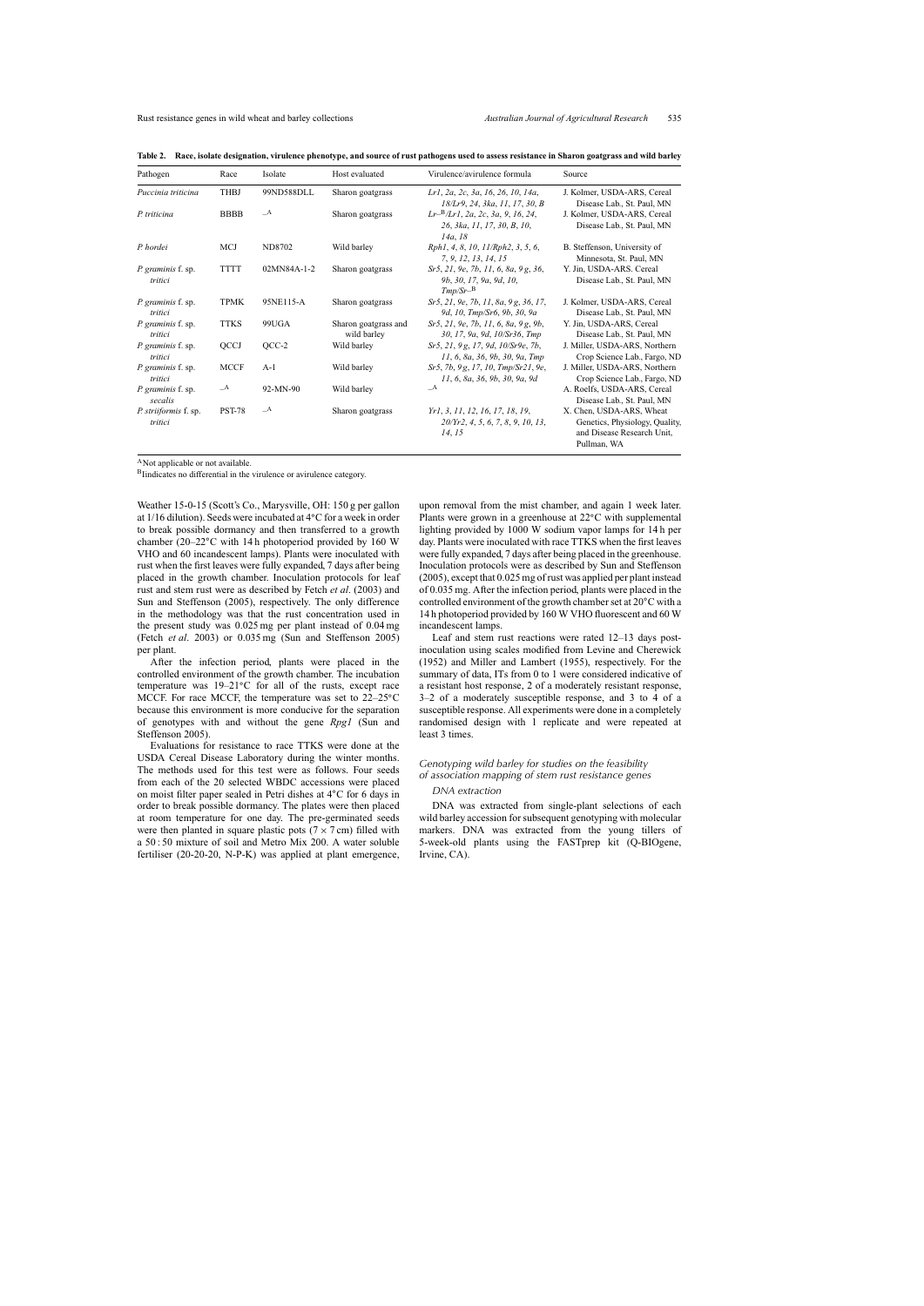**Table 2. Race, isolate designation, virulence phenotype, and source of rust pathogens used to assess resistance in Sharon goatgrass and wild barley**

| Pathogen | Race | Isolate | Host evaluated | Virulence/avirulence formula | Source |
|---|---|---|---|---|---|
| *Puccinia triticina* | THBJ | 99ND588DLL | Sharon goatgrass | *Lr1, 2a, 2c, 3a, 16, 26, 10, 14a, 18/Lr9, 24, 3ka, 11, 17, 30, B* | J. Kolmer, USDA-ARS, Cereal Disease Lab., St. Paul, MN |
| *P. triticina* | BBBB | –[A] | Sharon goatgrass | *Lr–*[B]*/Lr1, 2a, 2c, 3a, 9, 16, 24, 26, 3ka, 11, 17, 30, B, 10, 14a, 18* | J. Kolmer, USDA-ARS, Cereal Disease Lab., St. Paul, MN |
| *P. hordei* | MCJ | ND8702 | Wild barley | *Rph1, 4, 8, 10, 11/Rph2, 3, 5, 6, 7, 9, 12, 13, 14, 15* | B. Steffenson, University of Minnesota, St. Paul, MN |
| *P. graminis* f. sp. *tritici* | TTTT | 02MN84A-1-2 | Sharon goatgrass | *Sr5, 21, 9e, 7b, 11, 6, 8a, 9 g, 36, 9b, 30, 17, 9a, 9d, 10, Tmp/Sr–*[B] | Y. Jin, USDA-ARS. Cereal Disease Lab., St. Paul, MN |
| *P. graminis* f. sp. *tritici* | TPMK | 95NE115-A | Sharon goatgrass | *Sr5, 21, 9e, 7b, 11, 8a, 9 g, 36, 17, 9d, 10, Tmp/Sr6, 9b, 30, 9a* | J. Kolmer, USDA-ARS, Cereal Disease Lab., St. Paul, MN |
| *P. graminis* f. sp. *tritici* | TTKS | 99UGA | Sharon goatgrass and wild barley | *Sr5, 21, 9e, 7b, 11, 6, 8a, 9 g, 9b, 30, 17, 9a, 9d, 10/Sr36, Tmp* | Y. Jin, USDA-ARS, Cereal Disease Lab., St. Paul, MN |
| *P. graminis* f. sp. *tritici* | QCCJ | QCC-2 | Wild barley | *Sr5, 21, 9 g, 17, 9d, 10/Sr9e, 7b, 11, 6, 8a, 36, 9b, 30, 9a, Tmp* | J. Miller, USDA-ARS, Northern Crop Science Lab., Fargo, ND |
| *P. graminis* f. sp. *tritici* | MCCF | A-1 | Wild barley | *Sr5, 7b, 9 g, 17, 10, Tmp/Sr21, 9e, 11, 6, 8a, 36, 9b, 30, 9a, 9d* | J. Miller, USDA-ARS, Northern Crop Science Lab., Fargo, ND |
| *P. graminis* f. sp. *secalis* | –[A] | 92-MN-90 | Wild barley | –[A] | A. Roelfs, USDA-ARS, Cereal Disease Lab., St. Paul, MN |
| *P. striiformis* f. sp. *tritici* | PST-78 | –[A] | Sharon goatgrass | *Yr1, 3, 11, 12, 16, 17, 18, 19, 20/Yr2, 4, 5, 6, 7, 8, 9, 10, 13, 14, 15* | X. Chen, USDA-ARS, Wheat Genetics, Physiology, Quality, and Disease Research Unit, Pullman, WA |

[A]Not applicable or not available.
[B]Indicates no differential in the virulence or avirulence category.

Weather 15-0-15 (Scott's Co., Marysville, OH: 150 g per gallon at 1/16 dilution). Seeds were incubated at 4°C for a week in order to break possible dormancy and then transferred to a growth chamber (20–22°C with 14 h photoperiod provided by 160 W VHO and 60 incandescent lamps). Plants were inoculated with rust when the first leaves were fully expanded, 7 days after being placed in the growth chamber. Inoculation protocols for leaf and stem rust were as described by Fetch *et al*. (2003) and Sun and Steffenson (2005), respectively. The only difference in the methodology was that the rust concentration used in the present study was 0.025 mg per plant instead of 0.04 mg (Fetch *et al*. 2003) or 0.035 mg (Sun and Steffenson 2005) per plant.

After the infection period, plants were placed in the controlled environment of the growth chamber. The incubation temperature was 19–21°C for all of the rusts, except race MCCF. For race MCCF, the temperature was set to 22–25°C because this environment is more conducive for the separation of genotypes with and without the gene *Rpg1* (Sun and Steffenson 2005).

Evaluations for resistance to race TTKS were done at the USDA Cereal Disease Laboratory during the winter months. The methods used for this test were as follows. Four seeds from each of the 20 selected WBDC accessions were placed on moist filter paper sealed in Petri dishes at 4°C for 6 days in order to break possible dormancy. The plates were then placed at room temperature for one day. The pre-germinated seeds were then planted in square plastic pots (7 × 7 cm) filled with a 50 : 50 mixture of soil and Metro Mix 200. A water soluble fertiliser (20-20-20, N-P-K) was applied at plant emergence, upon removal from the mist chamber, and again 1 week later. Plants were grown in a greenhouse at 22°C with supplemental lighting provided by 1000 W sodium vapor lamps for 14 h per day. Plants were inoculated with race TTKS when the first leaves were fully expanded, 7 days after being placed in the greenhouse. Inoculation protocols were as described by Sun and Steffenson (2005), except that 0.025 mg of rust was applied per plant instead of 0.035 mg. After the infection period, plants were placed in the controlled environment of the growth chamber set at 20°C with a 14 h photoperiod provided by 160 W VHO fluorescent and 60 W incandescent lamps.

Leaf and stem rust reactions were rated 12–13 days post-inoculation using scales modified from Levine and Cherewick (1952) and Miller and Lambert (1955), respectively. For the summary of data, ITs from 0 to 1 were considered indicative of a resistant host response, 2 of a moderately resistant response, 3–2 of a moderately susceptible response, and 3 to 4 of a susceptible response. All experiments were done in a completely randomised design with 1 replicate and were repeated at least 3 times.

### *Genotyping wild barley for studies on the feasibility of association mapping of stem rust resistance genes*

#### *DNA extraction*

DNA was extracted from single-plant selections of each wild barley accession for subsequent genotyping with molecular markers. DNA was extracted from the young tillers of 5-week-old plants using the FASTprep kit (Q-BIOgene, Irvine, CA).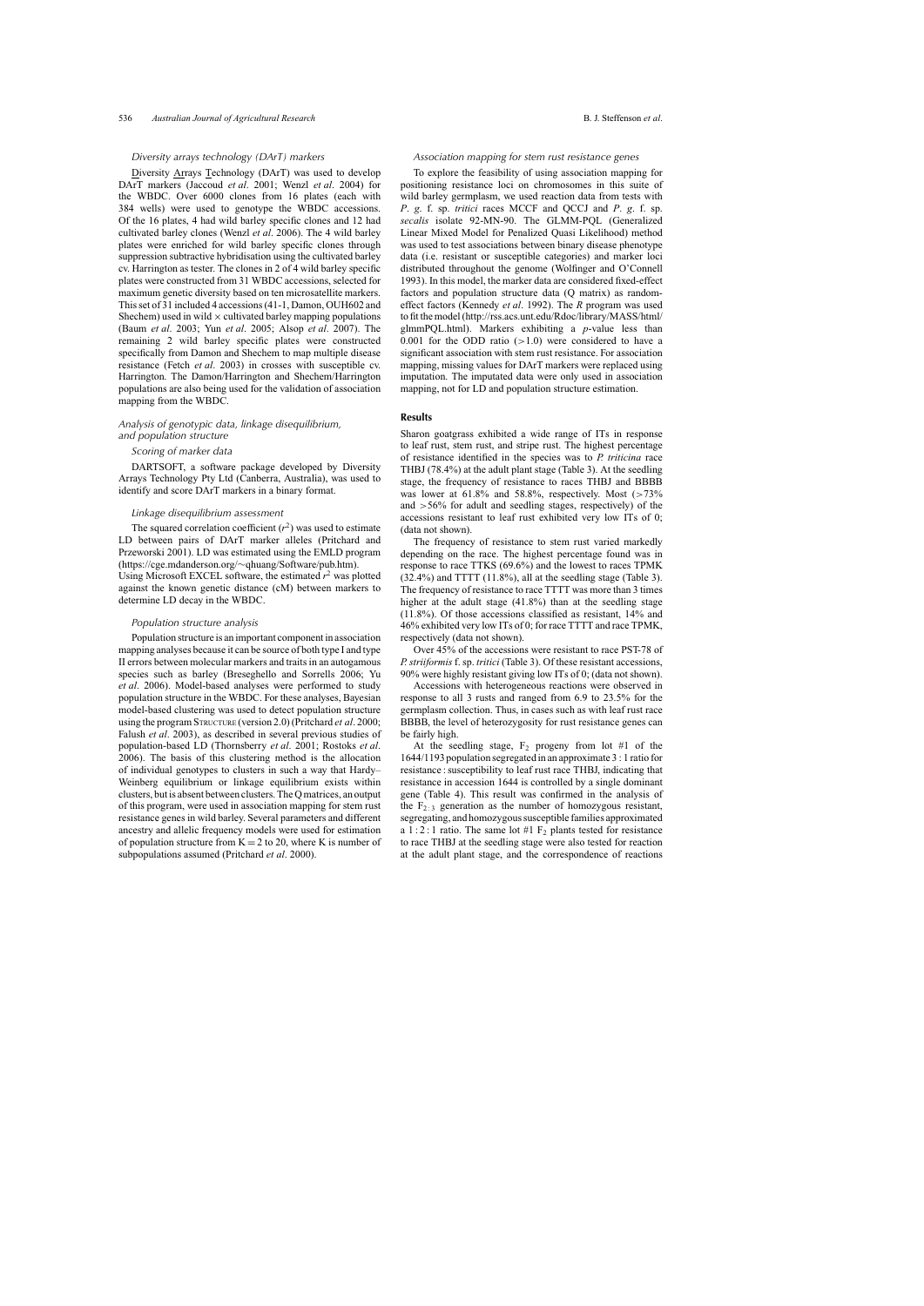### *Diversity arrays technology (DArT) markers*

Diversity Arrays Technology (DArT) was used to develop DArT markers (Jaccoud *et al*. 2001; Wenzl *et al*. 2004) for the WBDC. Over 6000 clones from 16 plates (each with 384 wells) were used to genotype the WBDC accessions. Of the 16 plates, 4 had wild barley specific clones and 12 had cultivated barley clones (Wenzl *et al*. 2006). The 4 wild barley plates were enriched for wild barley specific clones through suppression subtractive hybridisation using the cultivated barley cv. Harrington as tester. The clones in 2 of 4 wild barley specific plates were constructed from 31 WBDC accessions, selected for maximum genetic diversity based on ten microsatellite markers. This set of 31 included 4 accessions (41-1, Damon, OUH602 and Shechem) used in wild × cultivated barley mapping populations (Baum *et al*. 2003; Yun *et al*. 2005; Alsop *et al*. 2007). The remaining 2 wild barley specific plates were constructed specifically from Damon and Shechem to map multiple disease resistance (Fetch *et al*. 2003) in crosses with susceptible cv. Harrington. The Damon/Harrington and Shechem/Harrington populations are also being used for the validation of association mapping from the WBDC.

### *Analysis of genotypic data, linkage disequilibrium, and population structure*

#### *Scoring of marker data*

DARTSOFT, a software package developed by Diversity Arrays Technology Pty Ltd (Canberra, Australia), was used to identify and score DArT markers in a binary format.

#### *Linkage disequilibrium assessment*

The squared correlation coefficient ($r^2$) was used to estimate LD between pairs of DArT marker alleles (Pritchard and Przeworski 2001). LD was estimated using the EMLD program (https://cge.mdanderson.org/~qhuang/Software/pub.htm). Using Microsoft EXCEL software, the estimated $r^2$ was plotted against the known genetic distance (cM) between markers to determine LD decay in the WBDC.

#### *Population structure analysis*

Population structure is an important component in association mapping analyses because it can be source of both type I and type II errors between molecular markers and traits in an autogamous species such as barley (Breseghello and Sorrells 2006; Yu *et al*. 2006). Model-based analyses were performed to study population structure in the WBDC. For these analyses, Bayesian model-based clustering was used to detect population structure using the program STRUCTURE (version 2.0) (Pritchard *et al*. 2000; Falush *et al*. 2003), as described in several previous studies of population-based LD (Thornsberry *et al*. 2001; Rostoks *et al*. 2006). The basis of this clustering method is the allocation of individual genotypes to clusters in such a way that Hardy–Weinberg equilibrium or linkage equilibrium exists within clusters, but is absent between clusters. The Q matrices, an output of this program, were used in association mapping for stem rust resistance genes in wild barley. Several parameters and different ancestry and allelic frequency models were used for estimation of population structure from K = 2 to 20, where K is number of subpopulations assumed (Pritchard *et al*. 2000).

### *Association mapping for stem rust resistance genes*

To explore the feasibility of using association mapping for positioning resistance loci on chromosomes in this suite of wild barley germplasm, we used reaction data from tests with *P. g.* f. sp. *tritici* races MCCF and QCCJ and *P. g.* f. sp. *secalis* isolate 92-MN-90. The GLMM-PQL (Generalized Linear Mixed Model for Penalized Quasi Likelihood) method was used to test associations between binary disease phenotype data (i.e. resistant or susceptible categories) and marker loci distributed throughout the genome (Wolfinger and O'Connell 1993). In this model, the marker data are considered fixed-effect factors and population structure data (Q matrix) as random-effect factors (Kennedy *et al*. 1992). The *R* program was used to fit the model (http://rss.acs.unt.edu/Rdoc/library/MASS/html/glmmPQL.html). Markers exhibiting a *p*-value less than 0.001 for the ODD ratio (>1.0) were considered to have a significant association with stem rust resistance. For association mapping, missing values for DArT markers were replaced using imputation. The imputated data were only used in association mapping, not for LD and population structure estimation.

## Results

Sharon goatgrass exhibited a wide range of ITs in response to leaf rust, stem rust, and stripe rust. The highest percentage of resistance identified in the species was to *P. triticina* race THBJ (78.4%) at the adult plant stage (Table 3). At the seedling stage, the frequency of resistance to races THBJ and BBBB was lower at 61.8% and 58.8%, respectively. Most (>73% and >56% for adult and seedling stages, respectively) of the accessions resistant to leaf rust exhibited very low ITs of 0; (data not shown).

The frequency of resistance to stem rust varied markedly depending on the race. The highest percentage found was in response to race TTKS (69.6%) and the lowest to races TPMK (32.4%) and TTTT (11.8%), all at the seedling stage (Table 3). The frequency of resistance to race TTTT was more than 3 times higher at the adult stage (41.8%) than at the seedling stage (11.8%). Of those accessions classified as resistant, 14% and 46% exhibited very low ITs of 0; for race TTTT and race TPMK, respectively (data not shown).

Over 45% of the accessions were resistant to race PST-78 of *P. striiformis* f. sp. *tritici* (Table 3). Of these resistant accessions, 90% were highly resistant giving low ITs of 0; (data not shown).

Accessions with heterogeneous reactions were observed in response to all 3 rusts and ranged from 6.9 to 23.5% for the germplasm collection. Thus, in cases such as with leaf rust race BBBB, the level of heterozygosity for rust resistance genes can be fairly high.

At the seedling stage, $F_2$ progeny from lot #1 of the 1644/1193 population segregated in an approximate 3 : 1 ratio for resistance : susceptibility to leaf rust race THBJ, indicating that resistance in accession 1644 is controlled by a single dominant gene (Table 4). This result was confirmed in the analysis of the $F_{2:3}$ generation as the number of homozygous resistant, segregating, and homozygous susceptible families approximated a 1 : 2 : 1 ratio. The same lot #1 $F_2$ plants tested for resistance to race THBJ at the seedling stage were also tested for reaction at the adult plant stage, and the correspondence of reactions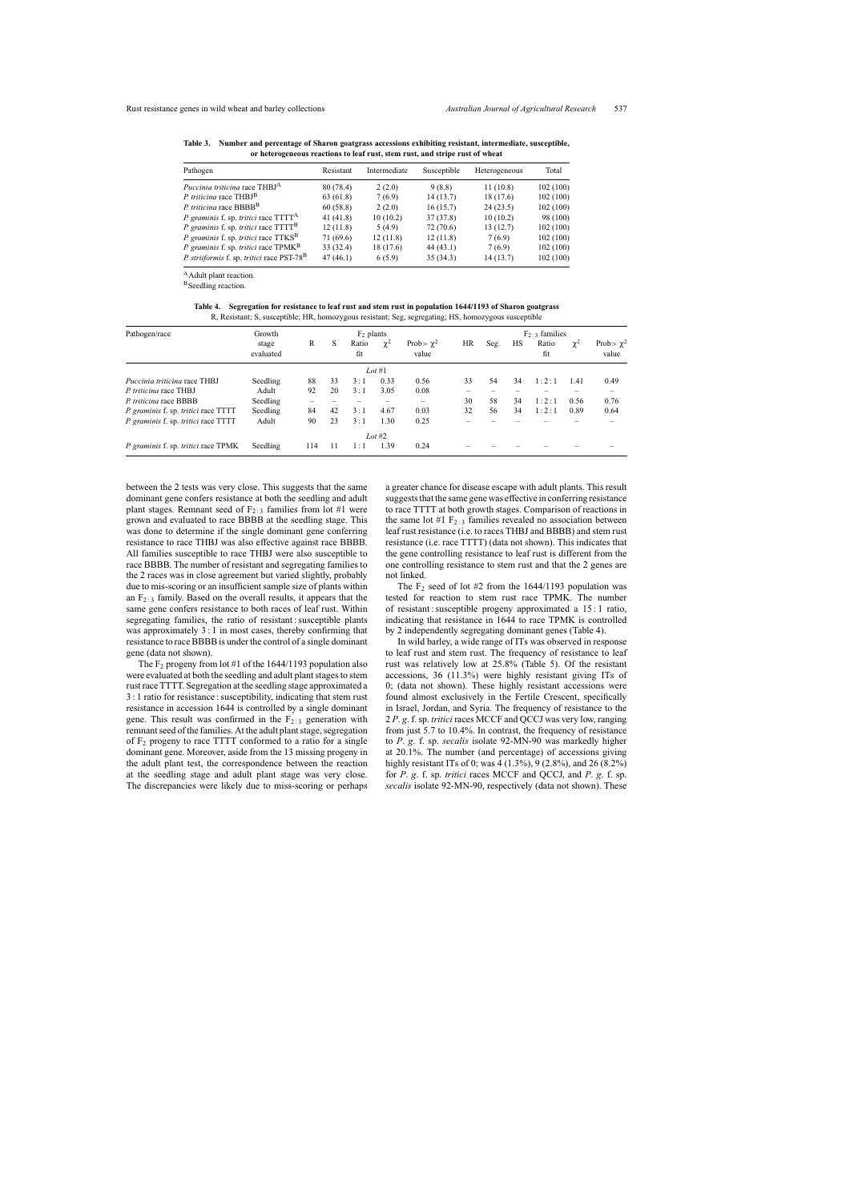**Table 3. Number and percentage of Sharon goatgrass accessions exhibiting resistant, intermediate, susceptible, or heterogeneous reactions to leaf rust, stem rust, and stripe rust of wheat**

| Pathogen | Resistant | Intermediate | Susceptible | Heterogeneous | Total |
|---|---|---|---|---|---|
| *Puccinia triticina* race THBJ[A] | 80 (78.4) | 2 (2.0) | 9 (8.8) | 11 (10.8) | 102 (100) |
| *P. triticina* race THBJ[B] | 63 (61.8) | 7 (6.9) | 14 (13.7) | 18 (17.6) | 102 (100) |
| *P. triticina* race BBBB[B] | 60 (58.8) | 2 (2.0) | 16 (15.7) | 24 (23.5) | 102 (100) |
| *P. graminis* f. sp. *tritici* race TTTT[A] | 41 (41.8) | 10 (10.2) | 37 (37.8) | 10 (10.2) | 98 (100) |
| *P. graminis* f. sp. *tritici* race TTTT[B] | 12 (11.8) | 5 (4.9) | 72 (70.6) | 13 (12.7) | 102 (100) |
| *P. graminis* f. sp. *tritici* race TTKS[B] | 71 (69.6) | 12 (11.8) | 12 (11.8) | 7 (6.9) | 102 (100) |
| *P. graminis* f. sp. *tritici* race TPMK[B] | 33 (32.4) | 18 (17.6) | 44 (43.1) | 7 (6.9) | 102 (100) |
| *P. striiformis* f. sp. *tritici* race PST-78[B] | 47 (46.1) | 6 (5.9) | 35 (34.3) | 14 (13.7) | 102 (100) |

[A]Adult plant reaction.
[B]Seedling reaction.

**Table 4. Segregation for resistance to leaf rust and stem rust in population 1644/1193 of Sharon goatgrass**
R, Resistant; S, susceptible; HR, homozygous resistant; Seg, segregating; HS, homozygous susceptible

| Pathogen/race | Growth stage evaluated | $F_2$ plants: R | S | Ratio fit | $\chi^2$ | Prob > $\chi^2$ value | $F_{2:3}$ families: HR | Seg. | HS | Ratio fit | $\chi^2$ | Prob > $\chi^2$ value |
|---|---|---|---|---|---|---|---|---|---|---|---|---|
| *Lot #1* | | | | | | | | | | | | |
| *Puccinia triticina* race THBJ | Seedling | 88 | 33 | 3 : 1 | 0.33 | 0.56 | 33 | 54 | 34 | 1 : 2 : 1 | 1.41 | 0.49 |
| *P. triticina* race THBJ | Adult | 92 | 20 | 3 : 1 | 3.05 | 0.08 | – | – | – | – | – | – |
| *P. triticina* race BBBB | Seedling | – | – | – | – | – | 30 | 58 | 34 | 1 : 2 : 1 | 0.56 | 0.76 |
| *P. graminis* f. sp. *tritici* race TTTT | Seedling | 84 | 42 | 3 : 1 | 4.67 | 0.03 | 32 | 56 | 34 | 1 : 2 : 1 | 0.89 | 0.64 |
| *P. graminis* f. sp. *tritici* race TTTT | Adult | 90 | 23 | 3 : 1 | 1.30 | 0.25 | – | – | – | – | – | – |
| *Lot #2* | | | | | | | | | | | | |
| *P. graminis* f. sp. *tritici* race TPMK | Seedling | 114 | 11 | 1 : 1 | 1.39 | 0.24 | – | – | – | – | – | – |

between the 2 tests was very close. This suggests that the same dominant gene confers resistance at both the seedling and adult plant stages. Remnant seed of $F_{2:3}$ families from lot #1 were grown and evaluated to race BBBB at the seedling stage. This was done to determine if the single dominant gene conferring resistance to race THBJ was also effective against race BBBB. All families susceptible to race THBJ were also susceptible to race BBBB. The number of resistant and segregating families to the 2 races was in close agreement but varied slightly, probably due to mis-scoring or an insufficient sample size of plants within an $F_{2:3}$ family. Based on the overall results, it appears that the same gene confers resistance to both races of leaf rust. Within segregating families, the ratio of resistant : susceptible plants was approximately 3 : 1 in most cases, thereby confirming that resistance to race BBBB is under the control of a single dominant gene (data not shown).

The $F_2$ progeny from lot #1 of the 1644/1193 population also were evaluated at both the seedling and adult plant stages to stem rust race TTTT. Segregation at the seedling stage approximated a 3 : 1 ratio for resistance : susceptibility, indicating that stem rust resistance in accession 1644 is controlled by a single dominant gene. This result was confirmed in the $F_{2:3}$ generation with remnant seed of the families. At the adult plant stage, segregation of $F_2$ progeny to race TTTT conformed to a ratio for a single dominant gene. Moreover, aside from the 13 missing progeny in the adult plant test, the correspondence between the reaction at the seedling stage and adult plant stage was very close. The discrepancies were likely due to miss-scoring or perhaps a greater chance for disease escape with adult plants. This result suggests that the same gene was effective in conferring resistance to race TTTT at both growth stages. Comparison of reactions in the same lot #1 $F_{2:3}$ families revealed no association between leaf rust resistance (i.e. to races THBJ and BBBB) and stem rust resistance (i.e. race TTTT) (data not shown). This indicates that the gene controlling resistance to leaf rust is different from the one controlling resistance to stem rust and that the 2 genes are not linked.

The $F_2$ seed of lot #2 from the 1644/1193 population was tested for reaction to stem rust race TPMK. The number of resistant : susceptible progeny approximated a 15 : 1 ratio, indicating that resistance in 1644 to race TPMK is controlled by 2 independently segregating dominant genes (Table 4).

In wild barley, a wide range of ITs was observed in response to leaf rust and stem rust. The frequency of resistance to leaf rust was relatively low at 25.8% (Table 5). Of the resistant accessions, 36 (11.3%) were highly resistant giving ITs of 0; (data not shown). These highly resistant accessions were found almost exclusively in the Fertile Crescent, specifically in Israel, Jordan, and Syria. The frequency of resistance to the 2 *P. g.* f. sp. *tritici* races MCCF and QCCJ was very low, ranging from just 5.7 to 10.4%. In contrast, the frequency of resistance to *P. g.* f. sp. *secalis* isolate 92-MN-90 was markedly higher at 20.1%. The number (and percentage) of accessions giving highly resistant ITs of 0; was 4 (1.3%), 9 (2.8%), and 26 (8.2%) for *P. g.* f. sp. *tritici* races MCCF and QCCJ, and *P. g.* f. sp. *secalis* isolate 92-MN-90, respectively (data not shown). These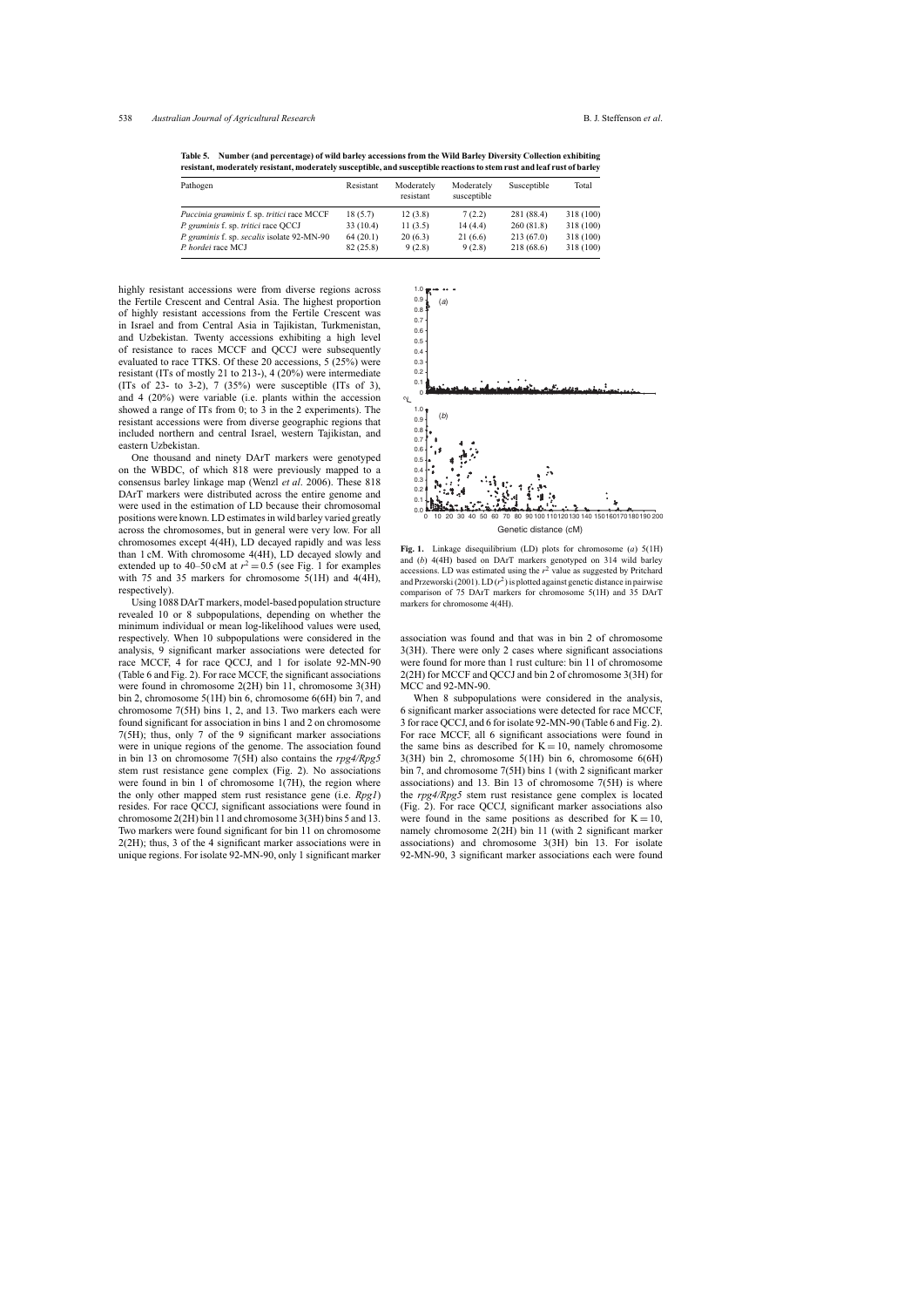**Table 5. Number (and percentage) of wild barley accessions from the Wild Barley Diversity Collection exhibiting resistant, moderately resistant, moderately susceptible, and susceptible reactions to stem rust and leaf rust of barley**

| Pathogen | Resistant | Moderately resistant | Moderately susceptible | Susceptible | Total |
|---|---|---|---|---|---|
| *Puccinia graminis* f. sp. *tritici* race MCCF | 18 (5.7) | 12 (3.8) | 7 (2.2) | 281 (88.4) | 318 (100) |
| *P. graminis* f. sp. *tritici* race QCCJ | 33 (10.4) | 11 (3.5) | 14 (4.4) | 260 (81.8) | 318 (100) |
| *P. graminis* f. sp. *secalis* isolate 92-MN-90 | 64 (20.1) | 20 (6.3) | 21 (6.6) | 213 (67.0) | 318 (100) |
| *P. hordei* race MCJ | 82 (25.8) | 9 (2.8) | 9 (2.8) | 218 (68.6) | 318 (100) |

highly resistant accessions were from diverse regions across the Fertile Crescent and Central Asia. The highest proportion of highly resistant accessions from the Fertile Crescent was in Israel and from Central Asia in Tajikistan, Turkmenistan, and Uzbekistan. Twenty accessions exhibiting a high level of resistance to races MCCF and QCCJ were subsequently evaluated to race TTKS. Of these 20 accessions, 5 (25%) were resistant (ITs of mostly 21 to 213-), 4 (20%) were intermediate (ITs of 23- to 3-2), 7 (35%) were susceptible (ITs of 3), and 4 (20%) were variable (i.e. plants within the accession showed a range of ITs from 0; to 3 in the 2 experiments). The resistant accessions were from diverse geographic regions that included northern and central Israel, western Tajikistan, and eastern Uzbekistan.

One thousand and ninety DArT markers were genotyped on the WBDC, of which 818 were previously mapped to a consensus barley linkage map (Wenzl *et al*. 2006). These 818 DArT markers were distributed across the entire genome and were used in the estimation of LD because their chromosomal positions were known. LD estimates in wild barley varied greatly across the chromosomes, but in general were very low. For all chromosomes except 4(4H), LD decayed rapidly and was less than 1 cM. With chromosome 4(4H), LD decayed slowly and extended up to 40–50 cM at $r^2 = 0.5$ (see Fig. 1 for examples with 75 and 35 markers for chromosome 5(1H) and 4(4H), respectively).

Using 1088 DArT markers, model-based population structure revealed 10 or 8 subpopulations, depending on whether the minimum individual or mean log-likelihood values were used, respectively. When 10 subpopulations were considered in the analysis, 9 significant marker associations were detected for race MCCF, 4 for race QCCJ, and 1 for isolate 92-MN-90 (Table 6 and Fig. 2). For race MCCF, the significant associations were found in chromosome 2(2H) bin 11, chromosome 3(3H) bin 2, chromosome 5(1H) bin 6, chromosome 6(6H) bin 7, and chromosome 7(5H) bins 1, 2, and 13. Two markers each were found significant for association in bins 1 and 2 on chromosome 7(5H); thus, only 7 of the 9 significant marker associations were in unique regions of the genome. The association found in bin 13 on chromosome 7(5H) also contains the *rpg4/Rpg5* stem rust resistance gene complex (Fig. 2). No associations were found in bin 1 of chromosome 1(7H), the region where the only other mapped stem rust resistance gene (i.e. *Rpg1*) resides. For race QCCJ, significant associations were found in chromosome 2(2H) bin 11 and chromosome 3(3H) bins 5 and 13. Two markers were found significant for bin 11 on chromosome 2(2H; thus, 3 of the 4 significant marker associations were in unique regions. For isolate 92-MN-90, only 1 significant marker association was found and that was in bin 2 of chromosome 3(3H). There were only 2 cases where significant associations were found for more than 1 rust culture: bin 11 of chromosome 2(2H) for MCCF and QCCJ and bin 2 of chromosome 3(3H) for MCC and 92-MN-90.

**Fig. 1.** Linkage disequilibrium (LD) plots for chromosome (*a*) 5(1H) and (*b*) 4(4H) based on DArT markers genotyped on 314 wild barley accessions. LD was estimated using the $r^2$ value as suggested by Pritchard and Przeworski (2001). LD ($r^2$) is plotted against genetic distance in pairwise comparison of 75 DArT markers for chromosome 5(1H) and 35 DArT markers for chromosome 4(4H).

When 8 subpopulations were considered in the analysis, 6 significant marker associations were detected for race MCCF, 3 for race QCCJ, and 6 for isolate 92-MN-90 (Table 6 and Fig. 2). For race MCCF, all 6 significant associations were found in the same bins as described for K = 10, namely chromosome 3(3H) bin 2, chromosome 5(1H) bin 6, chromosome 6(6H) bin 7, and chromosome 7(5H) bins 1 (with 2 significant marker associations) and 13. Bin 13 of chromosome 7(5H) is where the *rpg4/Rpg5* stem rust resistance gene complex is located (Fig. 2). For race QCCJ, significant marker associations also were found in the same positions as described for K = 10, namely chromosome 2(2H) bin 11 (with 2 significant marker associations) and chromosome 3(3H) bin 13. For isolate 92-MN-90, 3 significant marker associations each were found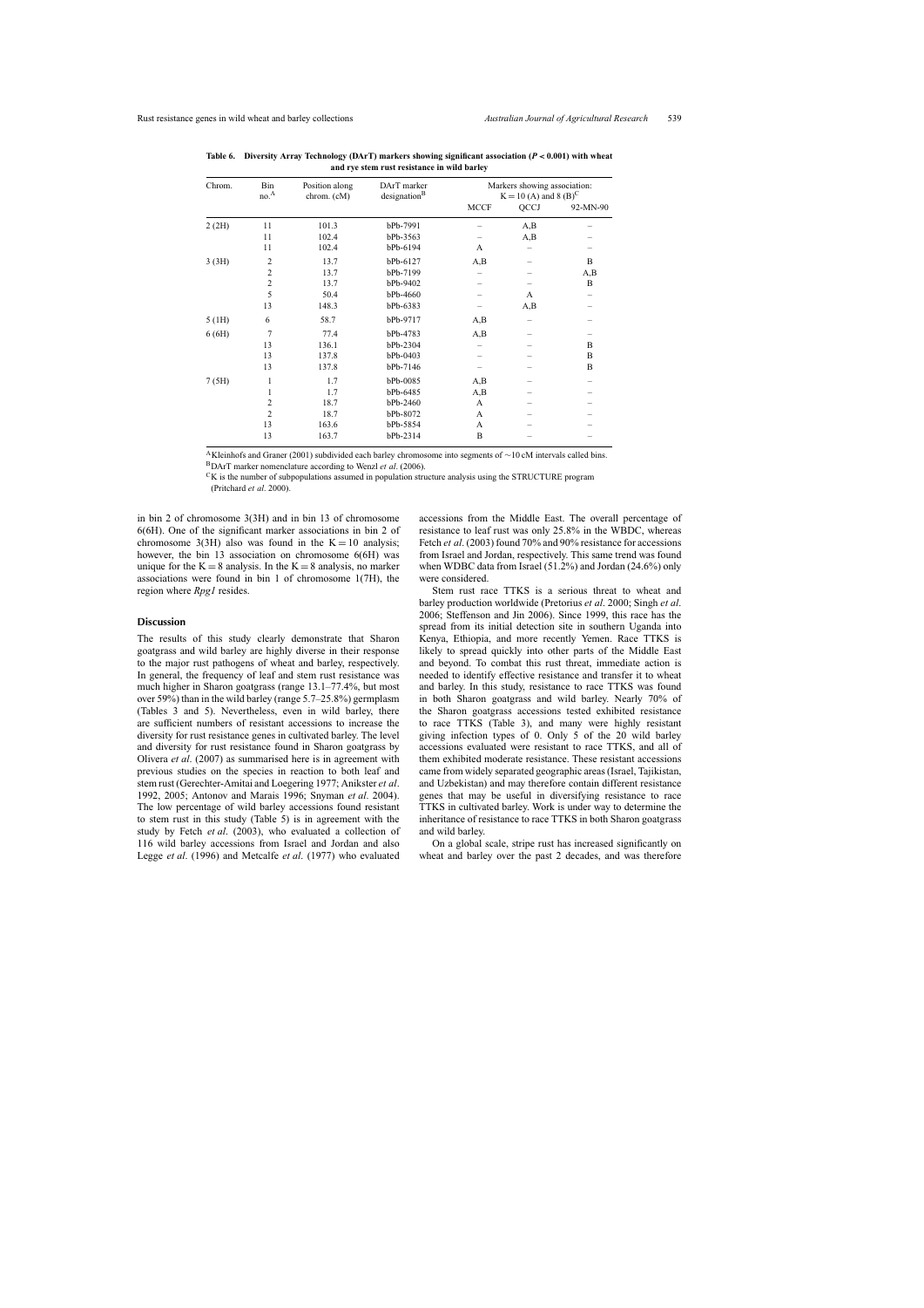**Table 6. Diversity Array Technology (DArT) markers showing significant association ($P < 0.001$) with wheat and rye stem rust resistance in wild barley**

| Chrom. | Bin no.[A] | Position along chrom. (cM) | DArT marker designation[B] | Markers showing association: K = 10 (A) and 8 (B)[C] | | |
|---|---|---|---|---|---|---|
| | | | | MCCF | QCCJ | 92-MN-90 |
| 2 (2H) | 11 | 101.3 | bPb-7991 | – | A,B | – |
| | 11 | 102.4 | bPb-3563 | – | A,B | – |
| | 11 | 102.4 | bPb-6194 | A | – | – |
| 3 (3H) | 2 | 13.7 | bPb-6127 | A,B | – | B |
| | 2 | 13.7 | bPb-7199 | – | – | A,B |
| | 2 | 13.7 | bPb-9402 | – | – | B |
| | 5 | 50.4 | bPb-4660 | – | A | – |
| | 13 | 148.3 | bPb-6383 | – | A,B | – |
| 5 (1H) | 6 | 58.7 | bPb-9717 | A,B | – | – |
| 6 (6H) | 7 | 77.4 | bPb-4783 | A,B | – | – |
| | 13 | 136.1 | bPb-2304 | – | – | B |
| | 13 | 137.8 | bPb-0403 | – | – | B |
| | 13 | 137.8 | bPb-7146 | – | – | B |
| 7 (5H) | 1 | 1.7 | bPb-0085 | A,B | – | – |
| | 1 | 1.7 | bPb-6485 | A,B | – | – |
| | 2 | 18.7 | bPb-2460 | A | – | – |
| | 2 | 18.7 | bPb-8072 | A | – | – |
| | 13 | 163.6 | bPb-5854 | A | – | – |
| | 13 | 163.7 | bPb-2314 | B | – | – |

[A] Kleinhofs and Graner (2001) subdivided each barley chromosome into segments of ~10 cM intervals called bins.
[B] DArT marker nomenclature according to Wenzl *et al*. (2006).
[C] K is the number of subpopulations assumed in population structure analysis using the STRUCTURE program (Pritchard *et al*. 2000).

in bin 2 of chromosome 3(3H) and in bin 13 of chromosome 6(6H). One of the significant marker associations in bin 2 of chromosome 3(3H) also was found in the K = 10 analysis; however, the bin 13 association on chromosome 6(6H) was unique for the K = 8 analysis. In the K = 8 analysis, no marker associations were found in bin 1 of chromosome 1(7H), the region where *Rpg1* resides.

## Discussion

The results of this study clearly demonstrate that Sharon goatgrass and wild barley are highly diverse in their response to the major rust pathogens of wheat and barley, respectively. In general, the frequency of leaf and stem rust resistance was much higher in Sharon goatgrass (range 13.1–77.4%, but most over 59%) than in the wild barley (range 5.7–25.8%) germplasm (Tables 3 and 5). Nevertheless, even in wild barley, there are sufficient numbers of resistant accessions to increase the diversity for rust resistance genes in cultivated barley. The level and diversity for rust resistance found in Sharon goatgrass by Olivera *et al*. (2007) as summarised here is in agreement with previous studies on the species in reaction to both leaf and stem rust (Gerechter-Amitai and Loegering 1977; Anikster *et al*. 1992, 2005; Antonov and Marais 1996; Snyman *et al*. 2004). The low percentage of wild barley accessions found resistant to stem rust in this study (Table 5) is in agreement with the study by Fetch *et al*. (2003), who evaluated a collection of 116 wild barley accessions from Israel and Jordan and also Legge *et al*. (1996) and Metcalfe *et al*. (1977) who evaluated accessions from the Middle East. The overall percentage of resistance to leaf rust was only 25.8% in the WBDC, whereas Fetch *et al*. (2003) found 70% and 90% resistance for accessions from Israel and Jordan, respectively. This same trend was found when WBDC data from Israel (51.2%) and Jordan (24.6%) only were considered.

Stem rust race TTKS is a serious threat to wheat and barley production worldwide (Pretorius *et al*. 2000; Singh *et al*. 2006; Steffenson and Jin 2006). Since 1999, this race has the spread from its initial detection site in southern Uganda into Kenya, Ethiopia, and more recently Yemen. Race TTKS is likely to spread quickly into other parts of the Middle East and beyond. To combat this rust threat, immediate action is needed to identify effective resistance and transfer it to wheat and barley. In this study, resistance to race TTKS was found in both Sharon goatgrass and wild barley. Nearly 70% of the Sharon goatgrass accessions tested exhibited resistance to race TTKS (Table 3), and many were highly resistant giving infection types of 0. Only 5 of the 20 wild barley accessions evaluated were resistant to race TTKS, and all of them exhibited moderate resistance. These resistant accessions came from widely separated geographic areas (Israel, Tajikistan, and Uzbekistan) and may therefore contain different resistance genes that may be useful in diversifying resistance to race TTKS in cultivated barley. Work is under way to determine the inheritance of resistance to race TTKS in both Sharon goatgrass and wild barley.

On a global scale, stripe rust has increased significantly on wheat and barley over the past 2 decades, and was therefore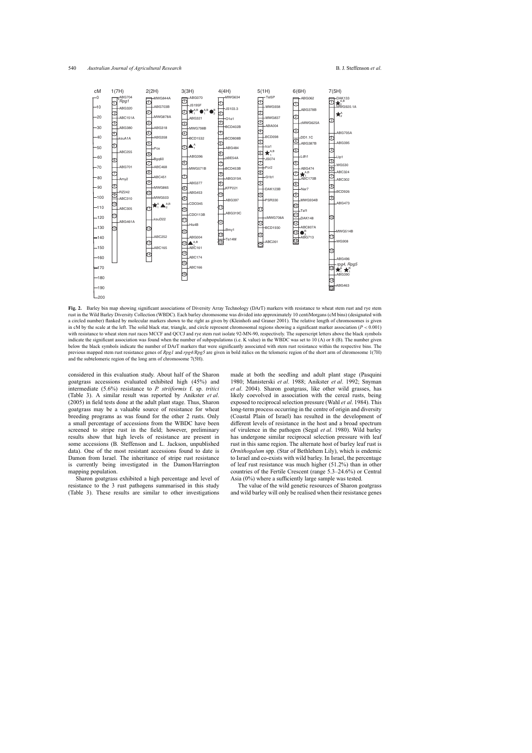**Fig. 2.** Barley bin map showing significant associations of Diversity Array Technology (DArT) markers with resistance to wheat stem rust and rye stem rust in the Wild Barley Diversity Collection (WBDC). Each barley chromosome was divided into approximately 10 centiMorgans (cM bins) (designated with a circled number) flanked by molecular markers shown to the right as given by (Kleinhofs and Graner 2001). The relative length of chromosomes is given in cM by the scale at the left. The solid black star, triangle, and circle represent chromosomal regions showing a significant marker association ($P < 0.001$) with resistance to wheat stem rust races MCCF and QCCJ and rye stem rust isolate 92-MN-90, respectively. The superscript letters above the black symbols indicate the significant association was found when the number of subpopulations (i.e. K value) in the WBDC was set to 10 (A) or 8 (B). The number given below the black symbols indicate the number of DArT markers that were significantly associated with stem rust resistance within the respective bins. The previous mapped stem rust resistance genes of ***Rpg1*** and ***rpg4/Rpg5*** are given in bold italics on the telomeric region of the short arm of chromosome 1(7H) and the subtelomeric region of the long arm of chromosome 7(5H).

considered in this evaluation study. About half of the Sharon goatgrass accessions evaluated exhibited high (45%) and intermediate (5.6%) resistance to *P. striiformis* f. sp. *tritici* (Table 3). A similar result was reported by Anikster *et al*. (2005) in field tests done at the adult plant stage. Thus, Sharon goatgrass may be a valuable source of resistance for wheat breeding programs as was found for the other 2 rusts. Only a small percentage of accessions from the WBDC have been screened to stripe rust in the field; however, preliminary results show that high levels of resistance are present in some accessions (B. Steffenson and L. Jackson, unpublished data). One of the most resistant accessions found to date is Damon from Israel. The inheritance of stripe rust resistance is currently being investigated in the Damon/Harrington mapping population.

Sharon goatgrass exhibited a high percentage and level of resistance to the 3 rust pathogens summarised in this study (Table 3). These results are similar to other investigations made at both the seedling and adult plant stage (Pasquini 1980; Manisterski *et al*. 1988; Anikster *et al*. 1992; Snyman *et al*. 2004). Sharon goatgrass, like other wild grasses, has likely coevolved in association with the cereal rusts, being exposed to reciprocal selection pressure (Wahl *et al*. 1984). This long-term process occurring in the centre of origin and diversity (Coastal Plain of Israel) has resulted in the development of different levels of resistance in the host and a broad spectrum of virulence in the pathogen (Segal *et al*. 1980). Wild barley has undergone similar reciprocal selection pressure with leaf rust in this same region. The alternate host of barley leaf rust is *Ornithogalum* spp. (Star of Bethlehem Lily), which is endemic to Israel and co-exists with wild barley. In Israel, the percentage of leaf rust resistance was much higher (51.2%) than in other countries of the Fertile Crescent (range 5.3–24.6%) or Central Asia (0%) where a sufficiently large sample was tested.

The value of the wild genetic resources of Sharon goatgrass and wild barley will only be realised when their resistance genes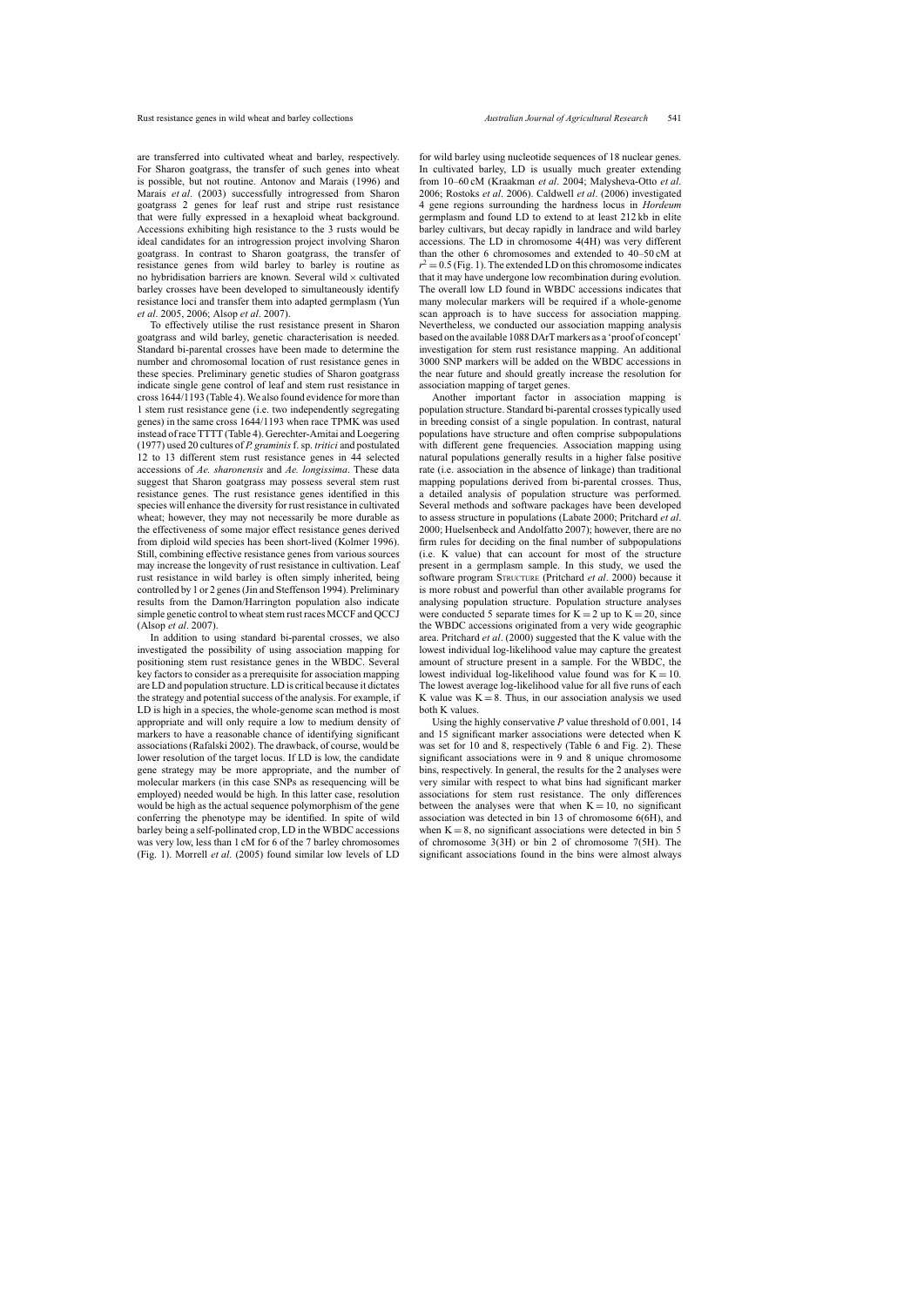are transferred into cultivated wheat and barley, respectively. For Sharon goatgrass, the transfer of such genes into wheat is possible, but not routine. Antonov and Marais (1996) and Marais *et al*. (2003) successfully introgressed from Sharon goatgrass 2 genes for leaf rust and stripe rust resistance that were fully expressed in a hexaploid wheat background. Accessions exhibiting high resistance to the 3 rusts would be ideal candidates for an introgression project involving Sharon goatgrass. In contrast to Sharon goatgrass, the transfer of resistance genes from wild barley to barley is routine as no hybridisation barriers are known. Several wild × cultivated barley crosses have been developed to simultaneously identify resistance loci and transfer them into adapted germplasm (Yun *et al*. 2005, 2006; Alsop *et al*. 2007).

To effectively utilise the rust resistance present in Sharon goatgrass and wild barley, genetic characterisation is needed. Standard bi-parental crosses have been made to determine the number and chromosomal location of rust resistance genes in these species. Preliminary genetic studies of Sharon goatgrass indicate single gene control of leaf and stem rust resistance in cross 1644/1193 (Table 4). We also found evidence for more than 1 stem rust resistance gene (i.e. two independently segregating genes) in the same cross 1644/1193 when race TPMK was used instead of race TTTT (Table 4). Gerechter-Amitai and Loegering (1977) used 20 cultures of *P. graminis* f. sp. *tritici* and postulated 12 to 13 different stem rust resistance genes in 44 selected accessions of *Ae. sharonensis* and *Ae. longissima*. These data suggest that Sharon goatgrass may possess several stem rust resistance genes. The rust resistance genes identified in this species will enhance the diversity for rust resistance in cultivated wheat; however, they may not necessarily be more durable as the effectiveness of some major effect resistance genes derived from diploid wild species has been short-lived (Kolmer 1996). Still, combining effective resistance genes from various sources may increase the longevity of rust resistance in cultivation. Leaf rust resistance in wild barley is often simply inherited, being controlled by 1 or 2 genes (Jin and Steffenson 1994). Preliminary results from the Damon/Harrington population also indicate simple genetic control to wheat stem rust races MCCF and QCCJ (Alsop *et al*. 2007).

In addition to using standard bi-parental crosses, we also investigated the possibility of using association mapping for positioning stem rust resistance genes in the WBDC. Several key factors to consider as a prerequisite for association mapping are LD and population structure. LD is critical because it dictates the strategy and potential success of the analysis. For example, if LD is high in a species, the whole-genome scan method is most appropriate and will only require a low to medium density of markers to have a reasonable chance of identifying significant associations (Rafalski 2002). The drawback, of course, would be lower resolution of the target locus. If LD is low, the candidate gene strategy may be more appropriate, and the number of molecular markers (in this case SNPs as resequencing will be employed) needed would be high. In this latter case, resolution would be high as the actual sequence polymorphism of the gene conferring the phenotype may be identified. In spite of wild barley being a self-pollinated crop, LD in the WBDC accessions was very low, less than 1 cM for 6 of the 7 barley chromosomes (Fig. 1). Morrell *et al*. (2005) found similar low levels of LD for wild barley using nucleotide sequences of 18 nuclear genes. In cultivated barley, LD is usually much greater extending from 10–60 cM (Kraakman *et al*. 2004; Malysheva-Otto *et al*. 2006; Rostoks *et al*. 2006). Caldwell *et al*. (2006) investigated 4 gene regions surrounding the hardness locus in *Hordeum* germplasm and found LD to extend to at least 212 kb in elite barley cultivars, but decay rapidly in landrace and wild barley accessions. The LD in chromosome 4(4H) was very different than the other 6 chromosomes and extended to 40–50 cM at $r^2 = 0.5$ (Fig. 1). The extended LD on this chromosome indicates that it may have undergone low recombination during evolution. The overall low LD found in WBDC accessions indicates that many molecular markers will be required if a whole-genome scan approach is to have success for association mapping. Nevertheless, we conducted our association mapping analysis based on the available 1088 DArT markers as a 'proof of concept' investigation for stem rust resistance mapping. An additional 3000 SNP markers will be added on the WBDC accessions in the near future and should greatly increase the resolution for association mapping of target genes.

Another important factor in association mapping is population structure. Standard bi-parental crosses typically used in breeding consist of a single population. In contrast, natural populations have structure and often comprise subpopulations with different gene frequencies. Association mapping using natural populations generally results in a higher false positive rate (i.e. association in the absence of linkage) than traditional mapping populations derived from bi-parental crosses. Thus, a detailed analysis of population structure was performed. Several methods and software packages have been developed to assess structure in populations (Labate 2000; Pritchard *et al*. 2000; Huelsenbeck and Andolfatto 2007); however, there are no firm rules for deciding on the final number of subpopulations (i.e. K value) that can account for most of the structure present in a germplasm sample. In this study, we used the software program STRUCTURE (Pritchard *et al*. 2000) because it is more robust and powerful than other available programs for analysing population structure. Population structure analyses were conducted 5 separate times for K = 2 up to K = 20, since the WBDC accessions originated from a very wide geographic area. Pritchard *et al*. (2000) suggested that the K value with the lowest individual log-likelihood value may capture the greatest amount of structure present in a sample. For the WBDC, the lowest individual log-likelihood value found was for K = 10. The lowest average log-likelihood value for all five runs of each K value was K = 8. Thus, in our association analysis we used both K values.

Using the highly conservative *P* value threshold of 0.001, 14 and 15 significant marker associations were detected when K was set for 10 and 8, respectively (Table 6 and Fig. 2). These significant associations were in 9 and 8 unique chromosome bins, respectively. In general, the results for the 2 analyses were very similar with respect to what bins had significant marker associations for stem rust resistance. The only differences between the analyses were that when K = 10, no significant association was detected in bin 13 of chromosome 6(6H), and when K = 8, no significant associations were detected in bin 5 of chromosome 3(3H) or bin 2 of chromosome 7(5H). The significant associations found in the bins were almost always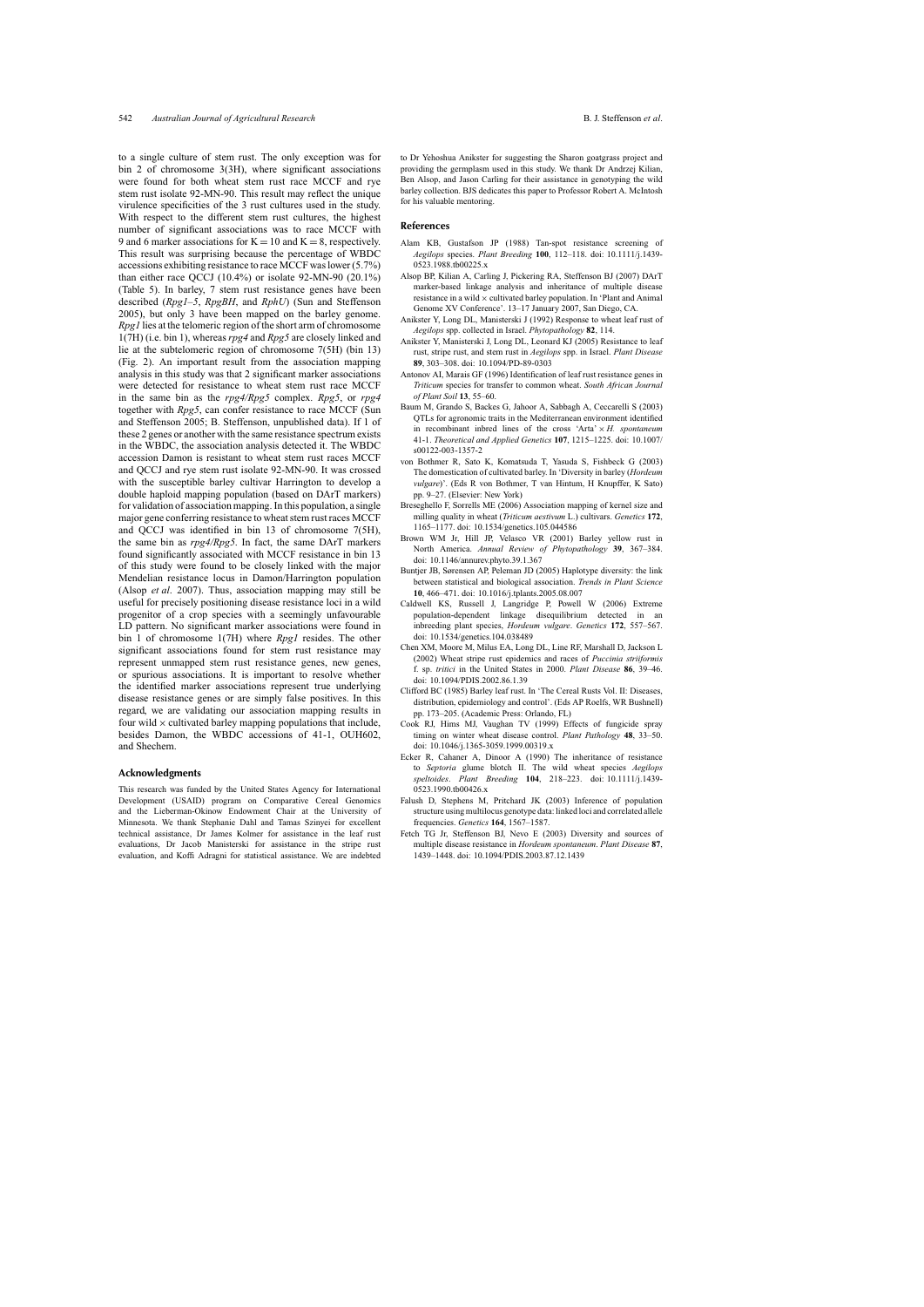to a single culture of stem rust. The only exception was for bin 2 of chromosome 3(3H), where significant associations were found for both wheat stem rust race MCCF and rye stem rust isolate 92-MN-90. This result may reflect the unique virulence specificities of the 3 rust cultures used in the study. With respect to the different stem rust cultures, the highest number of significant associations was to race MCCF with 9 and 6 marker associations for $K = 10$ and $K = 8$, respectively. This result was surprising because the percentage of WBDC accessions exhibiting resistance to race MCCF was lower (5.7%) than either race QCCJ (10.4%) or isolate 92-MN-90 (20.1%) (Table 5). In barley, 7 stem rust resistance genes have been described (*Rpg1–5*, *RpgBH*, and *RphU*) (Sun and Steffenson 2005), but only 3 have been mapped on the barley genome. *Rpg1* lies at the telomeric region of the short arm of chromosome 1(7H) (i.e. bin 1), whereas *rpg4* and *Rpg5* are closely linked and lie at the subtelomeric region of chromosome 7(5H) (bin 13) (Fig. 2). An important result from the association mapping analysis in this study was that 2 significant marker associations were detected for resistance to wheat stem rust race MCCF in the same bin as the *rpg4/Rpg5* complex. *Rpg5*, or *rpg4* together with *Rpg5*, can confer resistance to race MCCF (Sun and Steffenson 2005; B. Steffenson, unpublished data). If 1 of these 2 genes or another with the same resistance spectrum exists in the WBDC, the association analysis detected it. The WBDC accession Damon is resistant to wheat stem rust races MCCF and QCCJ and rye stem rust isolate 92-MN-90. It was crossed with the susceptible barley cultivar Harrington to develop a double haploid mapping population (based on DArT markers) for validation of association mapping. In this population, a single major gene conferring resistance to wheat stem rust races MCCF and QCCJ was identified in bin 13 of chromosome 7(5H), the same bin as *rpg4/Rpg5*. In fact, the same DArT markers found significantly associated with MCCF resistance in bin 13 of this study were found to be closely linked with the major Mendelian resistance locus in Damon/Harrington population (Alsop *et al*. 2007). Thus, association mapping may still be useful for precisely positioning disease resistance loci in a wild progenitor of a crop species with a seemingly unfavourable LD pattern. No significant marker associations were found in bin 1 of chromosome 1(7H) where *Rpg1* resides. The other significant associations found for stem rust resistance may represent unmapped stem rust resistance genes, new genes, or spurious associations. It is important to resolve whether the identified marker associations represent true underlying disease resistance genes or are simply false positives. In this regard, we are validating our association mapping results in four wild × cultivated barley mapping populations that include, besides Damon, the WBDC accessions of 41-1, OUH602, and Shechem.

## Acknowledgments

This research was funded by the United States Agency for International Development (USAID) program on Comparative Cereal Genomics and the Lieberman-Okinow Endowment Chair at the University of Minnesota. We thank Stephanie Dahl and Tamas Szinyei for excellent technical assistance, Dr James Kolmer for assistance in the leaf rust evaluations, Dr Jacob Manisterski for assistance in the stripe rust evaluation, and Koffi Adragni for statistical assistance. We are indebted to Dr Yehoshua Anikster for suggesting the Sharon goatgrass project and providing the germplasm used in this study. We thank Dr Andrzej Kilian, Ben Alsop, and Jason Carling for their assistance in genotyping the wild barley collection. BJS dedicates this paper to Professor Robert A. McIntosh for his valuable mentoring.

## References

Alam KB, Gustafson JP (1988) Tan-spot resistance screening of *Aegilops* species. *Plant Breeding* **100**, 112–118. doi: 10.1111/j.1439-0523.1988.tb00225.x

Alsop BP, Kilian A, Carling J, Pickering RA, Steffenson BJ (2007) DArT marker-based linkage analysis and inheritance of multiple disease resistance in a wild × cultivated barley population. In 'Plant and Animal Genome XV Conference'. 13–17 January 2007, San Diego, CA.

Anikster Y, Long DL, Manisterski J (1992) Response to wheat leaf rust of *Aegilops* spp. collected in Israel. *Phytopathology* **82**, 114.

Anikster Y, Manisterski J, Long DL, Leonard KJ (2005) Resistance to leaf rust, stripe rust, and stem rust in *Aegilops* spp. in Israel. *Plant Disease* **89**, 303–308. doi: 10.1094/PD-89-0303

Antonov AI, Marais GF (1996) Identification of leaf rust resistance genes in *Triticum* species for transfer to common wheat. *South African Journal of Plant Soil* **13**, 55–60.

Baum M, Grando S, Backes G, Jahoor A, Sabbagh A, Ceccarelli S (2003) QTLs for agronomic traits in the Mediterranean environment identified in recombinant inbred lines of the cross 'Arta' × *H. spontaneum* 41-1. *Theoretical and Applied Genetics* **107**, 1215–1225. doi: 10.1007/s00122-003-1357-2

von Bothmer R, Sato K, Komatsuda T, Yasuda S, Fishbeck G (2003) The domestication of cultivated barley. In 'Diversity in barley (*Hordeum vulgare*)'. (Eds R von Bothmer, T van Hintum, H Knupffer, K Sato) pp. 9–27. (Elsevier: New York)

Breseghello F, Sorrells ME (2006) Association mapping of kernel size and milling quality in wheat (*Triticum aestivum* L.) cultivars. *Genetics* **172**, 1165–1177. doi: 10.1534/genetics.105.044586

Brown WM Jr, Hill JP, Velasco VR (2001) Barley yellow rust in North America. *Annual Review of Phytopathology* **39**, 367–384. doi: 10.1146/annurev.phyto.39.1.367

Buntjer JB, Sørensen AP, Peleman JD (2005) Haplotype diversity: the link between statistical and biological association. *Trends in Plant Science* **10**, 466–471. doi: 10.1016/j.tplants.2005.08.007

Caldwell KS, Russell J, Langridge P, Powell W (2006) Extreme population-dependent linkage disequilibrium detected in an inbreeding plant species, *Hordeum vulgare*. *Genetics* **172**, 557–567. doi: 10.1534/genetics.104.038489

Chen XM, Moore M, Milus EA, Long DL, Line RF, Marshall D, Jackson L (2002) Wheat stripe rust epidemics and races of *Puccinia striiformis* f. sp. *tritici* in the United States in 2000. *Plant Disease* **86**, 39–46. doi: 10.1094/PDIS.2002.86.1.39

Clifford BC (1985) Barley leaf rust. In 'The Cereal Rusts Vol. II: Diseases, distribution, epidemiology and control'. (Eds AP Roelfs, WR Bushnell) pp. 173–205. (Academic Press: Orlando, FL)

Cook RJ, Hims MJ, Vaughan TV (1999) Effects of fungicide spray timing on winter wheat disease control. *Plant Pathology* **48**, 33–50. doi: 10.1046/j.1365-3059.1999.00319.x

Ecker R, Cahaner A, Dinoor A (1990) The inheritance of resistance to *Septoria* glume blotch II. The wild wheat species *Aegilops speltoides*. *Plant Breeding* **104**, 218–223. doi: 10.1111/j.1439-0523.1990.tb00426.x

Falush D, Stephens M, Pritchard JK (2003) Inference of population structure using multilocus genotype data: linked loci and correlated allele frequencies. *Genetics* **164**, 1567–1587.

Fetch TG Jr, Steffenson BJ, Nevo E (2003) Diversity and sources of multiple disease resistance in *Hordeum spontaneum*. *Plant Disease* **87**, 1439–1448. doi: 10.1094/PDIS.2003.87.12.1439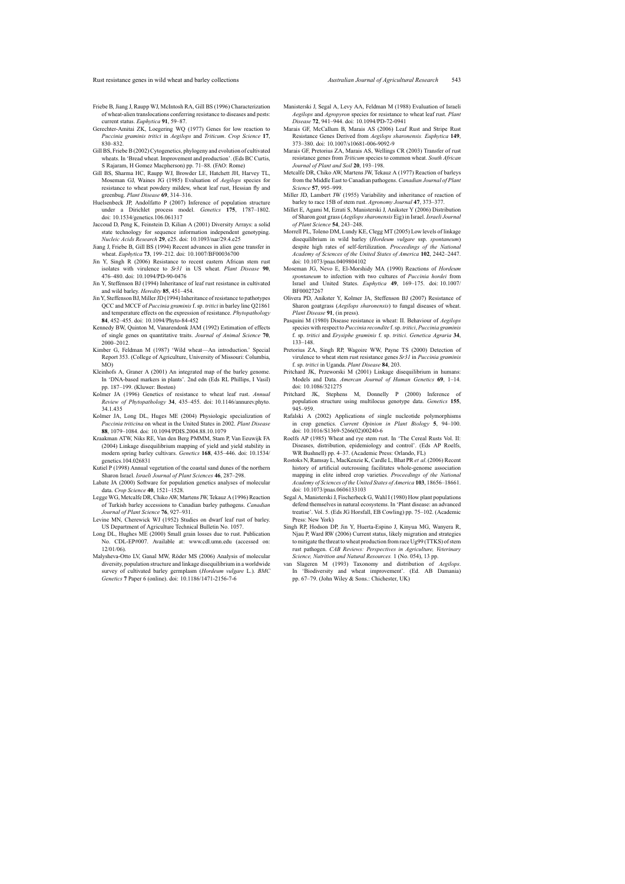Friebe B, Jiang J, Raupp WJ, McIntosh RA, Gill BS (1996) Characterization of wheat-alien translocations conferring resistance to diseases and pests: current status. *Euphytica* **91**, 59–87.

Gerechter-Amitai ZK, Loegering WQ (1977) Genes for low reaction to *Puccinia graminis tritici* in *Aegilops* and *Triticum*. *Crop Science* **17**, 830–832.

Gill BS, Friebe B (2002) Cytogenetics, phylogeny and evolution of cultivated wheats. In 'Bread wheat. Improvement and production'. (Eds BC Curtis, S Rajaram, H Gomez Macpherson) pp. 71–88. (FAO: Rome)

Gill BS, Sharma HC, Raupp WJ, Browder LE, Hatchett JH, Harvey TL, Moseman GJ, Waines JG (1985) Evaluation of *Aegilops* species for resistance to wheat powdery mildew, wheat leaf rust, Hessian fly and greenbug. *Plant Disease* **69**, 314–316.

Huelsenbeck JP, Andolfatto P (2007) Inference of population structure under a Dirichlet process model. *Genetics* **175**, 1787–1802. doi: 10.1534/genetics.106.061317

Jaccoud D, Peng K, Feinstein D, Kilian A (2001) Diversity Arrays: a solid state technology for sequence information independent genotyping. *Nucleic Acids Research* **29**, e25. doi: 10.1093/nar/29.4.e25

Jiang J, Friebe B, Gill BS (1994) Recent advances in alien gene transfer in wheat. *Euphytica* **73**, 199–212. doi: 10.1007/BF00036700

Jin Y, Singh R (2006) Resistance to recent eastern African stem rust isolates with virulence to *Sr31* in US wheat. *Plant Disease* **90**, 476–480. doi: 10.1094/PD-90-0476

Jin Y, Steffenson BJ (1994) Inheritance of leaf rust resistance in cultivated and wild barley. *Heredity* **85**, 451–454.

Jin Y, Steffenson BJ, Miller JD (1994) Inheritance of resistance to pathotypes QCC and MCCF of *Puccinia graminis* f. sp. *tritici* in barley line Q21861 and temperature effects on the expression of resistance. *Phytopathology* **84**, 452–455. doi: 10.1094/Phyto-84-452

Kennedy BW, Quinton M, Vanarendonk JAM (1992) Estimation of effects of single genes on quantitative traits. *Journal of Animal Science* **70**, 2000–2012.

Kimber G, Feldman M (1987) 'Wild wheat—An introduction.' Special Report 353. (College of Agriculture, University of Missouri: Columbia, MO)

Kleinhofs A, Graner A (2001) An integrated map of the barley genome. In 'DNA-based markers in plants'. 2nd edn (Eds RL Phillips, I Vasil) pp. 187–199. (Kluwer: Boston)

Kolmer JA (1996) Genetics of resistance to wheat leaf rust. *Annual Review of Phytopathology* **34**, 435–455. doi: 10.1146/annurev.phyto.34.1.435

Kolmer JA, Long DL, Huges ME (2004) Physiologic specialization of *Puccinia triticina* on wheat in the United States in 2002. *Plant Disease* **88**, 1079–1084. doi: 10.1094/PDIS.2004.88.10.1079

Kraakman ATW, Niks RE, Van den Berg PMMM, Stam P, Van Eeuwijk FA (2004) Linkage disequilibrium mapping of yield and yield stability in modern spring barley cultivars. *Genetics* **168**, 435–446. doi: 10.1534/genetics.104.026831

Kutiel P (1998) Annual vegetation of the coastal sand dunes of the northern Sharon Israel. *Israeli Journal of Plant Sciences* **46**, 287–298.

Labate JA (2000) Software for population genetics analyses of molecular data. *Crop Science* **40**, 1521–1528.

Legge WG, Metcalfe DR, Chiko AW, Martens JW, Tekauz A (1996) Reaction of Turkish barley accessions to Canadian barley pathogens. *Canadian Journal of Plant Science* **76**, 927–931.

Levine MN, Cherewick WJ (1952) Studies on dwarf leaf rust of barley. US Department of Agriculture Technical Bulletin No. 1057.

Long DL, Hughes ME (2000) Small grain losses due to rust. Publication No. CDL-EP#007. Available at: www.cdl.umn.edu (accessed on: 12/01/06).

Malysheva-Otto LV, Ganal MW, Röder MS (2006) Analysis of molecular diversity, population structure and linkage disequilibrium in a worldwide survey of cultivated barley germplasm (*Hordeum vulgare* L.). *BMC Genetics* **7** Paper 6 (online). doi: 10.1186/1471-2156-7-6

Manisterski J, Segal A, Levy AA, Feldman M (1988) Evaluation of Israeli *Aegilops* and *Agropyron* species for resistance to wheat leaf rust. *Plant Disease* **72**, 941–944. doi: 10.1094/PD-72-0941

Marais GF, McCallum B, Marais AS (2006) Leaf Rust and Stripe Rust Resistance Genes Derived from *Aegilops sharonensis. Euphytica* **149**, 373–380. doi: 10.1007/s10681-006-9092-9

Marais GF, Pretorius ZA, Marais AS, Wellings CR (2003) Transfer of rust resistance genes from *Triticum* species to common wheat. *South African Journal of Plant and Soil* **20**, 193–198.

Metcalfe DR, Chiko AW, Martens JW, Tekauz A (1977) Reaction of barleys from the Middle East to Canadian pathogens. *Canadian Journal of Plant Science* **57**, 995–999.

Miller JD, Lambert JW (1955) Variability and inheritance of reaction of barley to race 15B of stem rust. *Agronomy Journal* **47**, 373–377.

Millet E, Agami M, Ezrati S, Manisterski J, Anikster Y (2006) Distribution of Sharon goat grass (*Aegilops sharonensis* Eig) in Israel. *Israeli Journal of Plant Science* **54**, 243–248.

Morrell PL, Toleno DM, Lundy KE, Clegg MT (2005) Low levels of linkage disequilibrium in wild barley (*Hordeum vulgare* ssp. *spontaneum*) despite high rates of self-fertilization. *Proceedings of the National Academy of Sciences of the United States of America* **102**, 2442–2447. doi: 10.1073/pnas.0409804102

Moseman JG, Nevo E, El-Morshidy MA (1990) Reactions of *Hordeum spontaneum* to infection with two cultures of *Puccinia hordei* from Israel and United States. *Euphytica* **49**, 169–175. doi: 10.1007/BF00027267

Olivera PD, Anikster Y, Kølmer JA, Steffenson BJ (2007) Resistance of Sharon goatgrass (*Aegilops sharonensis*) to fungal diseases of wheat. *Plant Disease* **91**, (in press).

Pasquini M (1980) Disease resistance in wheat: II. Behaviour of *Aegilops* species with respect to *Puccinia recondite* f. sp. *tritici*, *Puccinia graminis* f. sp. *tritici* and *Erysiphe graminis* f. sp. *tritici*. *Genetica Agraria* **34**, 133–148.

Pretorius ZA, Singh RP, Wagoire WW, Payne TS (2000) Detection of virulence to wheat stem rust resistance genes *Sr31* in *Puccinia graminis* f. sp. *tritici* in Uganda. *Plant Disease* **84**, 203.

Pritchard JK, Przeworski M (2001) Linkage disequilibrium in humans: Models and Data. *Amercan Journal of Human Genetics* **69**, 1–14. doi: 10.1086/321275

Pritchard JK, Stephens M, Donnelly P (2000) Inference of population structure using multilocus genotype data. *Genetics* **155**, 945–959.

Rafalski A (2002) Applications of single nucleotide polymorphisms in crop genetics. *Current Opinion in Plant Biology* **5**, 94–100. doi: 10.1016/S1369-5266(02)00240-6

Roelfs AP (1985) Wheat and rye stem rust. In 'The Cereal Rusts Vol. II: Diseases, distribution, epidemiology and control'. (Eds AP Roelfs, WR Bushnell) pp. 4–37. (Academic Press: Orlando, FL)

Rostoks N, Ramsay L, MacKenzie K, Cardle L, Bhat PR *et al.* (2006) Recent history of artificial outcrossing facilitates whole-genome association mapping in elite inbred crop varieties. *Proceedings of the National Academy of Sciences of the United States of America* **103**, 18656–18661. doi: 10.1073/pnas.0606133103

Segal A, Manisterski J, Fischerbeck G, Wahl I (1980) How plant populations defend themselves in natural ecosystems. In 'Plant disease: an advanced treatise'. Vol. 5. (Eds JG Horsfall, EB Cowling) pp. 75–102. (Academic Press: New York)

Singh RP, Hodson DP, Jin Y, Huerta-Espino J, Kinyua MG, Wanyera R, Njau P, Ward RW (2006) Current status, likely migration and strategies to mitigate the threat to wheat production from race Ug99 (TTKS) of stem rust pathogen. *CAB Reviews: Perspectives in Agriculture, Veterinary Science, Nutrition and Natural Resources.* 1 (No. 054), 13 pp.

van Slageren M (1993) Taxonomy and distribution of *Aegilops*. In 'Biodiversity and wheat improvement'. (Ed. AB Damania) pp. 67–79. (John Wiley & Sons.: Chichester, UK)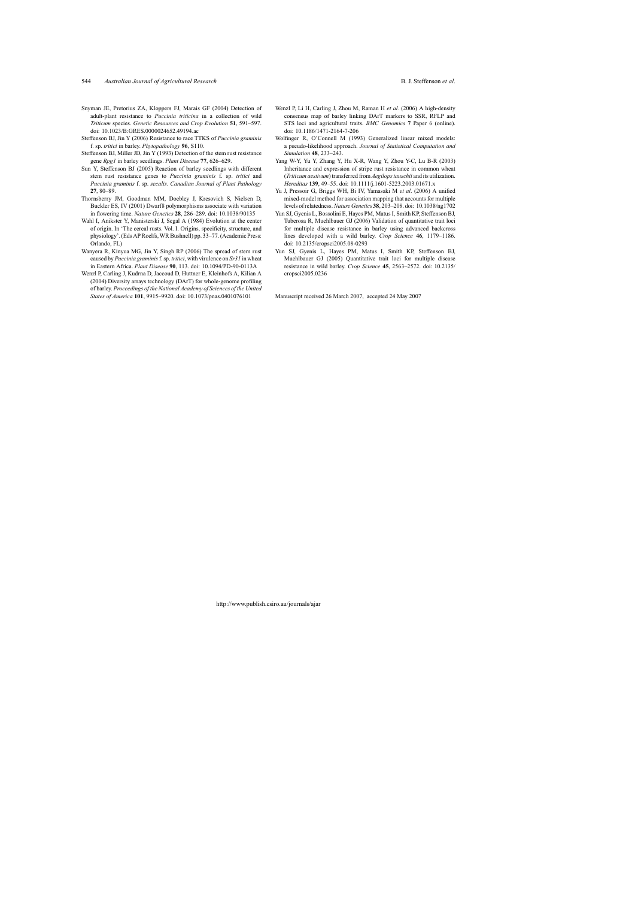Snyman JE, Pretorius ZA, Kloppers FJ, Marais GF (2004) Detection of adult-plant resistance to *Puccinia triticina* in a collection of wild *Triticum* species. *Genetic Resources and Crop Evolution* **51**, 591–597. doi: 10.1023/B:GRES.0000024652.49194.ac

Steffenson BJ, Jin Y (2006) Resistance to race TTKS of *Puccinia graminis* f. sp. *tritici* in barley. *Phytopathology* **96**, S110.

Steffenson BJ, Miller JD, Jin Y (1993) Detection of the stem rust resistance gene *Rpg1* in barley seedlings. *Plant Disease* **77**, 626–629.

Sun Y, Steffenson BJ (2005) Reaction of barley seedlings with different stem rust resistance genes to *Puccinia graminis* f. sp. *tritici* and *Puccinia graminis* f. sp. *secalis*. *Canadian Journal of Plant Pathology* **27**, 80–89.

Thornsberry JM, Goodman MM, Doebley J, Kresovich S, Nielsen D, Buckler ES, IV (2001) Dwarf8 polymorphisms associate with variation in flowering time. *Nature Genetics* **28**, 286–289. doi: 10.1038/90135

Wahl I, Anikster Y, Manisterski J, Segal A (1984) Evolution at the center of origin. In 'The cereal rusts. Vol. I. Origins, specificity, structure, and physiology'. (Eds AP Roelfs, WR Bushnell) pp. 33–77. (Academic Press: Orlando, FL)

Wanyera R, Kinyua MG, Jin Y, Singh RP (2006) The spread of stem rust caused by *Puccinia graminis* f. sp. *tritici*, with virulence on *Sr31* in wheat in Eastern Africa. *Plant Disease* **90**, 113. doi: 10.1094/PD-90-0113A

Wenzl P, Carling J, Kudrna D, Jaccoud D, Huttner E, Kleinhofs A, Kilian A (2004) Diversity arrays technology (DArT) for whole-genome profiling of barley. *Proceedings of the National Academy of Sciences of the United States of America* **101**, 9915–9920. doi: 10.1073/pnas.0401076101

Wenzl P, Li H, Carling J, Zhou M, Raman H *et al.* (2006) A high-density consensus map of barley linking DArT markers to SSR, RFLP and STS loci and agricultural traits. *BMC Genomics* **7** Paper 6 (online). doi: 10.1186/1471-2164-7-206

Wolfinger R, O'Connell M (1993) Generalized linear mixed models: a pseudo-likelihood approach. *Journal of Statistical Computation and Simulation* **48**, 233–243.

Yang W-Y, Yu Y, Zhang Y, Hu X-R, Wang Y, Zhou Y-C, Lu B-R (2003) Inheritance and expression of stripe rust resistance in common wheat (*Triticum aestivum*) transferred from *Aegilops tauschii* and its utilization. *Hereditas* **139**, 49–55. doi: 10.1111/j.1601-5223.2003.01671.x

Yu J, Pressoir G, Briggs WH, Bi IV, Yamasaki M *et al*. (2006) A unified mixed-model method for association mapping that accounts for multiple levels of relatedness. *Nature Genetics* **38**, 203–208. doi: 10.1038/ng1702

Yun SJ, Gyenis L, Bossolini E, Hayes PM, Matus I, Smith KP, Steffenson BJ, Tuberosa R, Muehlbauer GJ (2006) Validation of quantitative trait loci for multiple disease resistance in barley using advanced backcross lines developed with a wild barley. *Crop Science* **46**, 1179–1186. doi: 10.2135/cropsci2005.08-0293

Yun SJ, Gyenis L, Hayes PM, Matus I, Smith KP, Steffenson BJ, Muehlbauer GJ (2005) Quantitative trait loci for multiple disease resistance in wild barley. *Crop Science* **45**, 2563–2572. doi: 10.2135/cropsci2005.0236

Manuscript received 26 March 2007, accepted 24 May 2007